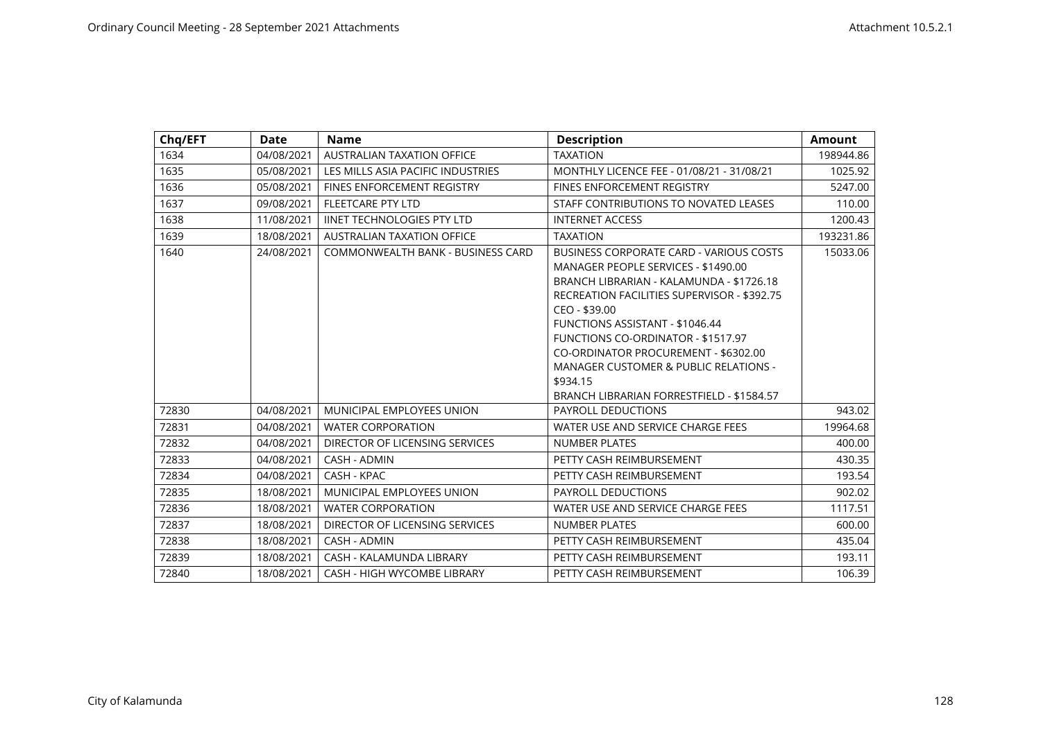| Chq/EFT | Date | Name | Description | Amount |
|---|---|---|---|---|
| 1634 | 04/08/2021 | AUSTRALIAN TAXATION OFFICE | TAXATION | 198944.86 |
| 1635 | 05/08/2021 | LES MILLS ASIA PACIFIC INDUSTRIES | MONTHLY LICENCE FEE - 01/08/21 - 31/08/21 | 1025.92 |
| 1636 | 05/08/2021 | FINES ENFORCEMENT REGISTRY | FINES ENFORCEMENT REGISTRY | 5247.00 |
| 1637 | 09/08/2021 | FLEETCARE PTY LTD | STAFF CONTRIBUTIONS TO NOVATED LEASES | 110.00 |
| 1638 | 11/08/2021 | IINET TECHNOLOGIES PTY LTD | INTERNET ACCESS | 1200.43 |
| 1639 | 18/08/2021 | AUSTRALIAN TAXATION OFFICE | TAXATION | 193231.86 |
| 1640 | 24/08/2021 | COMMONWEALTH BANK - BUSINESS CARD | BUSINESS CORPORATE CARD - VARIOUS COSTS MANAGER PEOPLE SERVICES - $1490.00 BRANCH LIBRARIAN - KALAMUNDA - $1726.18 RECREATION FACILITIES SUPERVISOR - $392.75 CEO - $39.00 FUNCTIONS ASSISTANT - $1046.44 FUNCTIONS CO-ORDINATOR - $1517.97 CO-ORDINATOR PROCUREMENT - $6302.00 MANAGER CUSTOMER & PUBLIC RELATIONS - $934.15 BRANCH LIBRARIAN FORRESTFIELD - $1584.57 | 15033.06 |
| 72830 | 04/08/2021 | MUNICIPAL EMPLOYEES UNION | PAYROLL DEDUCTIONS | 943.02 |
| 72831 | 04/08/2021 | WATER CORPORATION | WATER USE AND SERVICE CHARGE FEES | 19964.68 |
| 72832 | 04/08/2021 | DIRECTOR OF LICENSING SERVICES | NUMBER PLATES | 400.00 |
| 72833 | 04/08/2021 | CASH - ADMIN | PETTY CASH REIMBURSEMENT | 430.35 |
| 72834 | 04/08/2021 | CASH - KPAC | PETTY CASH REIMBURSEMENT | 193.54 |
| 72835 | 18/08/2021 | MUNICIPAL EMPLOYEES UNION | PAYROLL DEDUCTIONS | 902.02 |
| 72836 | 18/08/2021 | WATER CORPORATION | WATER USE AND SERVICE CHARGE FEES | 1117.51 |
| 72837 | 18/08/2021 | DIRECTOR OF LICENSING SERVICES | NUMBER PLATES | 600.00 |
| 72838 | 18/08/2021 | CASH - ADMIN | PETTY CASH REIMBURSEMENT | 435.04 |
| 72839 | 18/08/2021 | CASH - KALAMUNDA LIBRARY | PETTY CASH REIMBURSEMENT | 193.11 |
| 72840 | 18/08/2021 | CASH - HIGH WYCOMBE LIBRARY | PETTY CASH REIMBURSEMENT | 106.39 |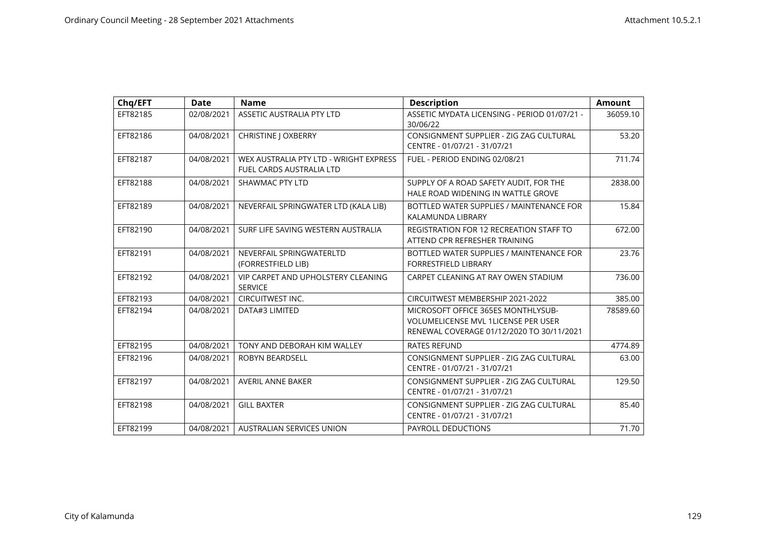| Chq/EFT | Date | Name | Description | Amount |
|---|---|---|---|---|
| EFT82185 | 02/08/2021 | ASSETIC AUSTRALIA PTY LTD | ASSETIC MYDATA LICENSING - PERIOD 01/07/21 - 30/06/22 | 36059.10 |
| EFT82186 | 04/08/2021 | CHRISTINE J OXBERRY | CONSIGNMENT SUPPLIER - ZIG ZAG CULTURAL CENTRE - 01/07/21 - 31/07/21 | 53.20 |
| EFT82187 | 04/08/2021 | WEX AUSTRALIA PTY LTD - WRIGHT EXPRESS FUEL CARDS AUSTRALIA LTD | FUEL - PERIOD ENDING 02/08/21 | 711.74 |
| EFT82188 | 04/08/2021 | SHAWMAC PTY LTD | SUPPLY OF A ROAD SAFETY AUDIT, FOR THE HALE ROAD WIDENING IN WATTLE GROVE | 2838.00 |
| EFT82189 | 04/08/2021 | NEVERFAIL SPRINGWATER LTD (KALA LIB) | BOTTLED WATER SUPPLIES / MAINTENANCE FOR KALAMUNDA LIBRARY | 15.84 |
| EFT82190 | 04/08/2021 | SURF LIFE SAVING WESTERN AUSTRALIA | REGISTRATION FOR 12 RECREATION STAFF TO ATTEND CPR REFRESHER TRAINING | 672.00 |
| EFT82191 | 04/08/2021 | NEVERFAIL SPRINGWATERLTD (FORRESTFIELD LIB) | BOTTLED WATER SUPPLIES / MAINTENANCE FOR FORRESTFIELD LIBRARY | 23.76 |
| EFT82192 | 04/08/2021 | VIP CARPET AND UPHOLSTERY CLEANING SERVICE | CARPET CLEANING AT RAY OWEN STADIUM | 736.00 |
| EFT82193 | 04/08/2021 | CIRCUITWEST INC. | CIRCUITWEST MEMBERSHIP 2021-2022 | 385.00 |
| EFT82194 | 04/08/2021 | DATA#3 LIMITED | MICROSOFT OFFICE 365ES MONTHLYSUB-VOLUMELICENSE MVL 1LICENSE PER USER RENEWAL COVERAGE 01/12/2020 TO 30/11/2021 | 78589.60 |
| EFT82195 | 04/08/2021 | TONY AND DEBORAH KIM WALLEY | RATES REFUND | 4774.89 |
| EFT82196 | 04/08/2021 | ROBYN BEARDSELL | CONSIGNMENT SUPPLIER - ZIG ZAG CULTURAL CENTRE - 01/07/21 - 31/07/21 | 63.00 |
| EFT82197 | 04/08/2021 | AVERIL ANNE BAKER | CONSIGNMENT SUPPLIER - ZIG ZAG CULTURAL CENTRE - 01/07/21 - 31/07/21 | 129.50 |
| EFT82198 | 04/08/2021 | GILL BAXTER | CONSIGNMENT SUPPLIER - ZIG ZAG CULTURAL CENTRE - 01/07/21 - 31/07/21 | 85.40 |
| EFT82199 | 04/08/2021 | AUSTRALIAN SERVICES UNION | PAYROLL DEDUCTIONS | 71.70 |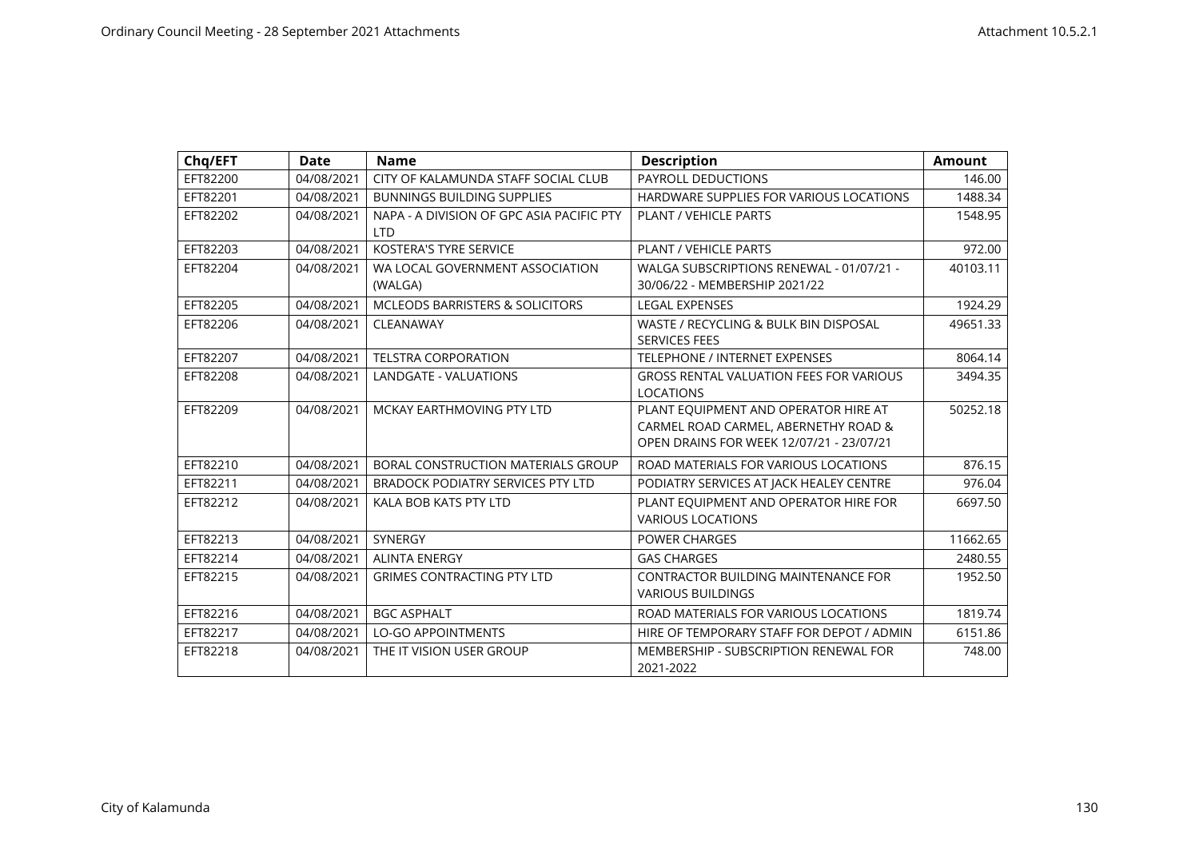| Chq/EFT | Date | Name | Description | Amount |
|---|---|---|---|---|
| EFT82200 | 04/08/2021 | CITY OF KALAMUNDA STAFF SOCIAL CLUB | PAYROLL DEDUCTIONS | 146.00 |
| EFT82201 | 04/08/2021 | BUNNINGS BUILDING SUPPLIES | HARDWARE SUPPLIES FOR VARIOUS LOCATIONS | 1488.34 |
| EFT82202 | 04/08/2021 | NAPA - A DIVISION OF GPC ASIA PACIFIC PTY LTD | PLANT / VEHICLE PARTS | 1548.95 |
| EFT82203 | 04/08/2021 | KOSTERA'S TYRE SERVICE | PLANT / VEHICLE PARTS | 972.00 |
| EFT82204 | 04/08/2021 | WA LOCAL GOVERNMENT ASSOCIATION (WALGA) | WALGA SUBSCRIPTIONS RENEWAL - 01/07/21 - 30/06/22 - MEMBERSHIP 2021/22 | 40103.11 |
| EFT82205 | 04/08/2021 | MCLEODS BARRISTERS & SOLICITORS | LEGAL EXPENSES | 1924.29 |
| EFT82206 | 04/08/2021 | CLEANAWAY | WASTE / RECYCLING & BULK BIN DISPOSAL SERVICES FEES | 49651.33 |
| EFT82207 | 04/08/2021 | TELSTRA CORPORATION | TELEPHONE / INTERNET EXPENSES | 8064.14 |
| EFT82208 | 04/08/2021 | LANDGATE - VALUATIONS | GROSS RENTAL VALUATION FEES FOR VARIOUS LOCATIONS | 3494.35 |
| EFT82209 | 04/08/2021 | MCKAY EARTHMOVING PTY LTD | PLANT EQUIPMENT AND OPERATOR HIRE AT CARMEL ROAD CARMEL, ABERNETHY ROAD & OPEN DRAINS FOR WEEK 12/07/21 - 23/07/21 | 50252.18 |
| EFT82210 | 04/08/2021 | BORAL CONSTRUCTION MATERIALS GROUP | ROAD MATERIALS FOR VARIOUS LOCATIONS | 876.15 |
| EFT82211 | 04/08/2021 | BRADOCK PODIATRY SERVICES PTY LTD | PODIATRY SERVICES AT JACK HEALEY CENTRE | 976.04 |
| EFT82212 | 04/08/2021 | KALA BOB KATS PTY LTD | PLANT EQUIPMENT AND OPERATOR HIRE FOR VARIOUS LOCATIONS | 6697.50 |
| EFT82213 | 04/08/2021 | SYNERGY | POWER CHARGES | 11662.65 |
| EFT82214 | 04/08/2021 | ALINTA ENERGY | GAS CHARGES | 2480.55 |
| EFT82215 | 04/08/2021 | GRIMES CONTRACTING PTY LTD | CONTRACTOR BUILDING MAINTENANCE FOR VARIOUS BUILDINGS | 1952.50 |
| EFT82216 | 04/08/2021 | BGC ASPHALT | ROAD MATERIALS FOR VARIOUS LOCATIONS | 1819.74 |
| EFT82217 | 04/08/2021 | LO-GO APPOINTMENTS | HIRE OF TEMPORARY STAFF FOR DEPOT / ADMIN | 6151.86 |
| EFT82218 | 04/08/2021 | THE IT VISION USER GROUP | MEMBERSHIP - SUBSCRIPTION RENEWAL FOR 2021-2022 | 748.00 |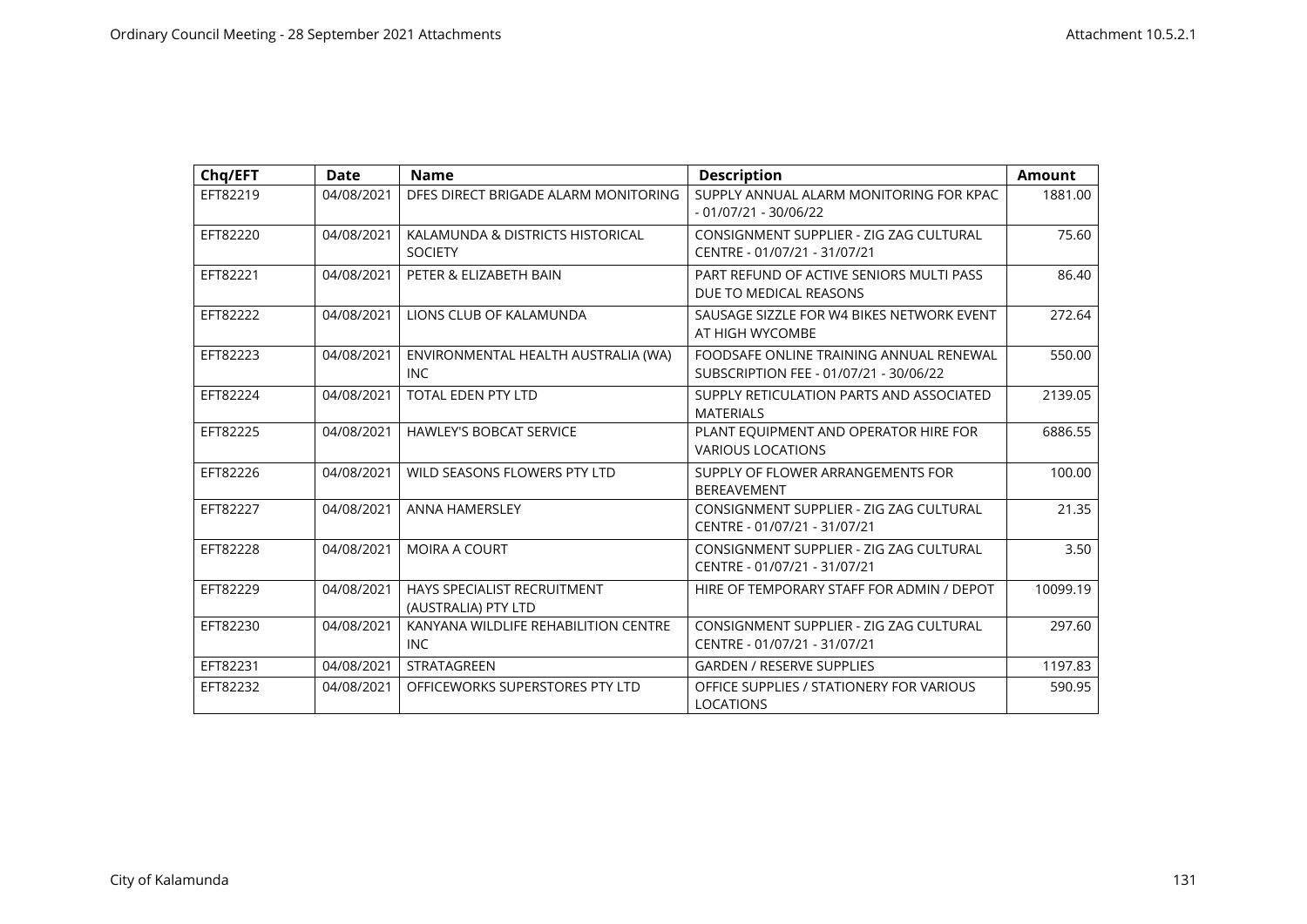| Chq/EFT | Date | Name | Description | Amount |
| --- | --- | --- | --- | --- |
| EFT82219 | 04/08/2021 | DFES DIRECT BRIGADE ALARM MONITORING | SUPPLY ANNUAL ALARM MONITORING FOR KPAC - 01/07/21 - 30/06/22 | 1881.00 |
| EFT82220 | 04/08/2021 | KALAMUNDA & DISTRICTS HISTORICAL SOCIETY | CONSIGNMENT SUPPLIER - ZIG ZAG CULTURAL CENTRE - 01/07/21 - 31/07/21 | 75.60 |
| EFT82221 | 04/08/2021 | PETER & ELIZABETH BAIN | PART REFUND OF ACTIVE SENIORS MULTI PASS DUE TO MEDICAL REASONS | 86.40 |
| EFT82222 | 04/08/2021 | LIONS CLUB OF KALAMUNDA | SAUSAGE SIZZLE FOR W4 BIKES NETWORK EVENT AT HIGH WYCOMBE | 272.64 |
| EFT82223 | 04/08/2021 | ENVIRONMENTAL HEALTH AUSTRALIA (WA) INC | FOODSAFE ONLINE TRAINING ANNUAL RENEWAL SUBSCRIPTION FEE - 01/07/21 - 30/06/22 | 550.00 |
| EFT82224 | 04/08/2021 | TOTAL EDEN PTY LTD | SUPPLY RETICULATION PARTS AND ASSOCIATED MATERIALS | 2139.05 |
| EFT82225 | 04/08/2021 | HAWLEY'S BOBCAT SERVICE | PLANT EQUIPMENT AND OPERATOR HIRE FOR VARIOUS LOCATIONS | 6886.55 |
| EFT82226 | 04/08/2021 | WILD SEASONS FLOWERS PTY LTD | SUPPLY OF FLOWER ARRANGEMENTS FOR BEREAVEMENT | 100.00 |
| EFT82227 | 04/08/2021 | ANNA HAMERSLEY | CONSIGNMENT SUPPLIER - ZIG ZAG CULTURAL CENTRE - 01/07/21 - 31/07/21 | 21.35 |
| EFT82228 | 04/08/2021 | MOIRA A COURT | CONSIGNMENT SUPPLIER - ZIG ZAG CULTURAL CENTRE - 01/07/21 - 31/07/21 | 3.50 |
| EFT82229 | 04/08/2021 | HAYS SPECIALIST RECRUITMENT (AUSTRALIA) PTY LTD | HIRE OF TEMPORARY STAFF FOR ADMIN / DEPOT | 10099.19 |
| EFT82230 | 04/08/2021 | KANYANA WILDLIFE REHABILITION CENTRE INC | CONSIGNMENT SUPPLIER - ZIG ZAG CULTURAL CENTRE - 01/07/21 - 31/07/21 | 297.60 |
| EFT82231 | 04/08/2021 | STRATAGREEN | GARDEN / RESERVE SUPPLIES | 1197.83 |
| EFT82232 | 04/08/2021 | OFFICEWORKS SUPERSTORES PTY LTD | OFFICE SUPPLIES / STATIONERY FOR VARIOUS LOCATIONS | 590.95 |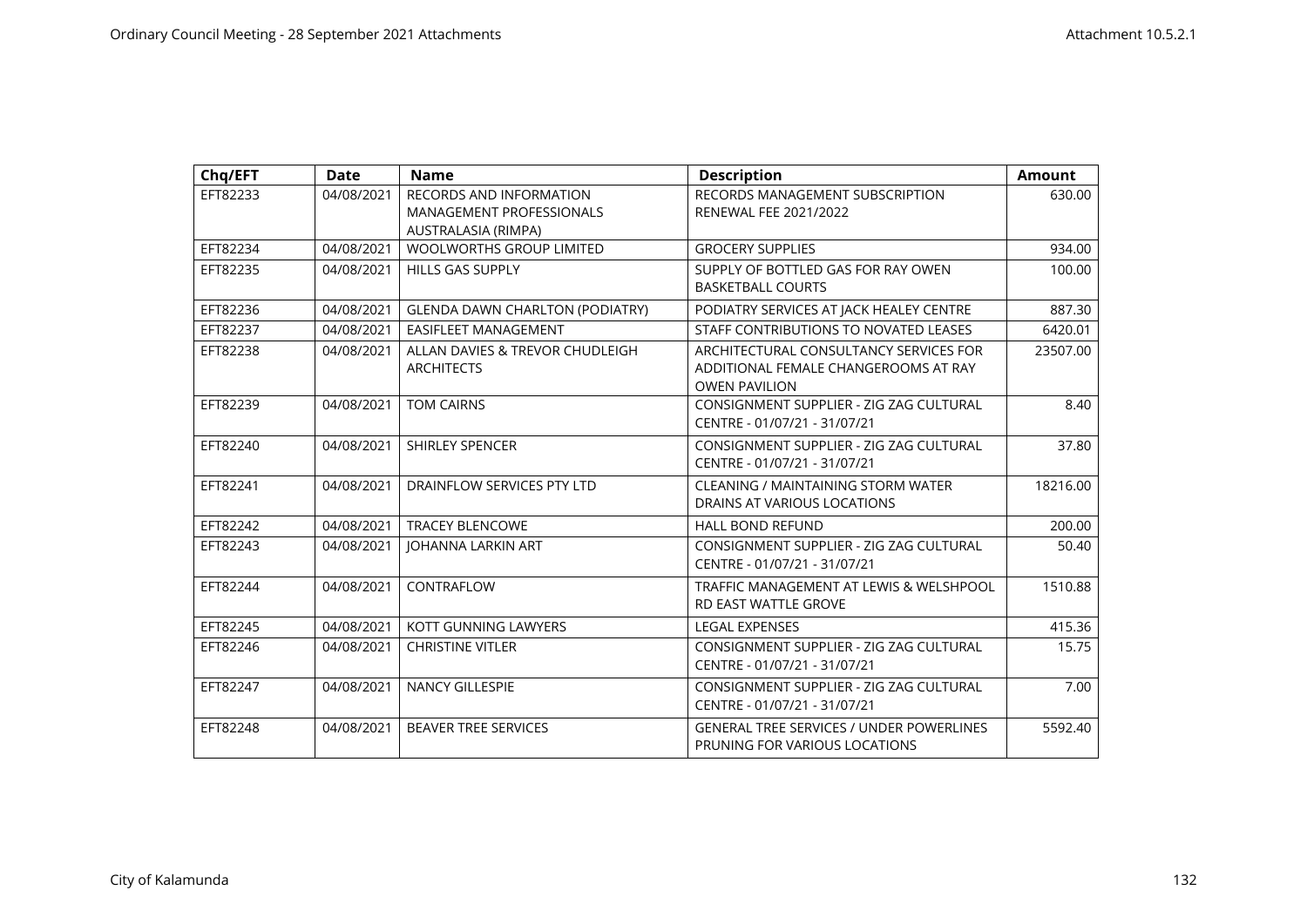| Chq/EFT | Date | Name | Description | Amount |
|---|---|---|---|---|
| EFT82233 | 04/08/2021 | RECORDS AND INFORMATION MANAGEMENT PROFESSIONALS AUSTRALASIA (RIMPA) | RECORDS MANAGEMENT SUBSCRIPTION RENEWAL FEE 2021/2022 | 630.00 |
| EFT82234 | 04/08/2021 | WOOLWORTHS GROUP LIMITED | GROCERY SUPPLIES | 934.00 |
| EFT82235 | 04/08/2021 | HILLS GAS SUPPLY | SUPPLY OF BOTTLED GAS FOR RAY OWEN BASKETBALL COURTS | 100.00 |
| EFT82236 | 04/08/2021 | GLENDA DAWN CHARLTON (PODIATRY) | PODIATRY SERVICES AT JACK HEALEY CENTRE | 887.30 |
| EFT82237 | 04/08/2021 | EASIFLEET MANAGEMENT | STAFF CONTRIBUTIONS TO NOVATED LEASES | 6420.01 |
| EFT82238 | 04/08/2021 | ALLAN DAVIES & TREVOR CHUDLEIGH ARCHITECTS | ARCHITECTURAL CONSULTANCY SERVICES FOR ADDITIONAL FEMALE CHANGEROOMS AT RAY OWEN PAVILION | 23507.00 |
| EFT82239 | 04/08/2021 | TOM CAIRNS | CONSIGNMENT SUPPLIER - ZIG ZAG CULTURAL CENTRE - 01/07/21 - 31/07/21 | 8.40 |
| EFT82240 | 04/08/2021 | SHIRLEY SPENCER | CONSIGNMENT SUPPLIER - ZIG ZAG CULTURAL CENTRE - 01/07/21 - 31/07/21 | 37.80 |
| EFT82241 | 04/08/2021 | DRAINFLOW SERVICES PTY LTD | CLEANING / MAINTAINING STORM WATER DRAINS AT VARIOUS LOCATIONS | 18216.00 |
| EFT82242 | 04/08/2021 | TRACEY BLENCOWE | HALL BOND REFUND | 200.00 |
| EFT82243 | 04/08/2021 | JOHANNA LARKIN ART | CONSIGNMENT SUPPLIER - ZIG ZAG CULTURAL CENTRE - 01/07/21 - 31/07/21 | 50.40 |
| EFT82244 | 04/08/2021 | CONTRAFLOW | TRAFFIC MANAGEMENT AT LEWIS & WELSHPOOL RD EAST WATTLE GROVE | 1510.88 |
| EFT82245 | 04/08/2021 | KOTT GUNNING LAWYERS | LEGAL EXPENSES | 415.36 |
| EFT82246 | 04/08/2021 | CHRISTINE VITLER | CONSIGNMENT SUPPLIER - ZIG ZAG CULTURAL CENTRE - 01/07/21 - 31/07/21 | 15.75 |
| EFT82247 | 04/08/2021 | NANCY GILLESPIE | CONSIGNMENT SUPPLIER - ZIG ZAG CULTURAL CENTRE - 01/07/21 - 31/07/21 | 7.00 |
| EFT82248 | 04/08/2021 | BEAVER TREE SERVICES | GENERAL TREE SERVICES / UNDER POWERLINES PRUNING FOR VARIOUS LOCATIONS | 5592.40 |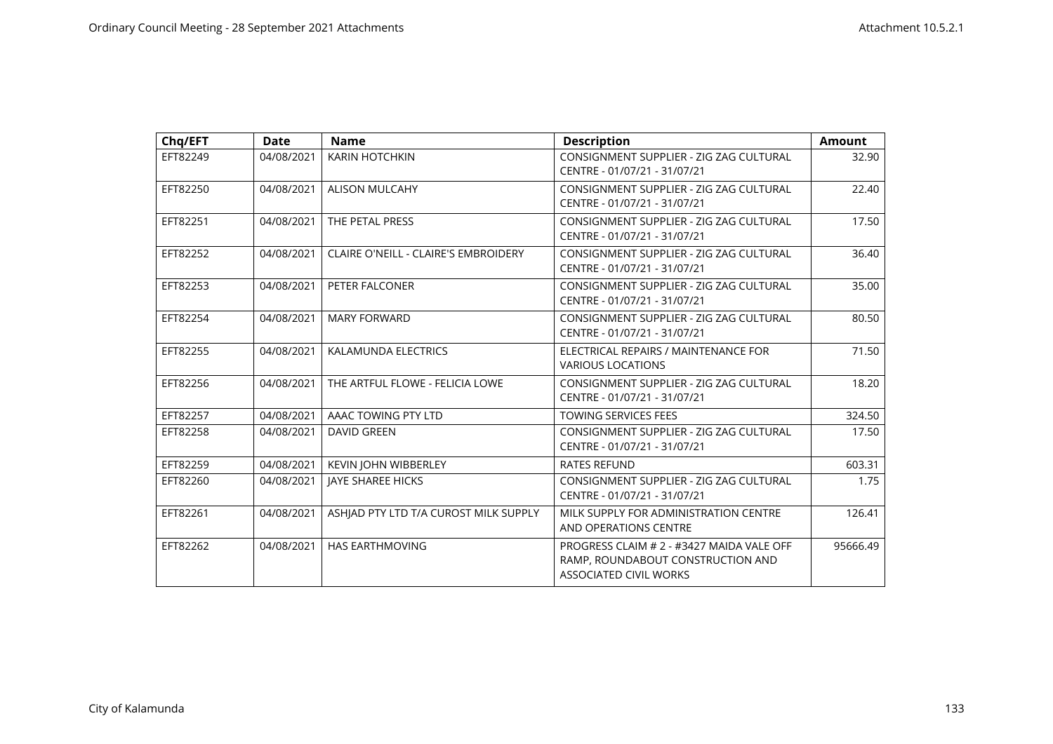| Chq/EFT | Date | Name | Description | Amount |
| --- | --- | --- | --- | --- |
| EFT82249 | 04/08/2021 | KARIN HOTCHKIN | CONSIGNMENT SUPPLIER - ZIG ZAG CULTURAL CENTRE - 01/07/21 - 31/07/21 | 32.90 |
| EFT82250 | 04/08/2021 | ALISON MULCAHY | CONSIGNMENT SUPPLIER - ZIG ZAG CULTURAL CENTRE - 01/07/21 - 31/07/21 | 22.40 |
| EFT82251 | 04/08/2021 | THE PETAL PRESS | CONSIGNMENT SUPPLIER - ZIG ZAG CULTURAL CENTRE - 01/07/21 - 31/07/21 | 17.50 |
| EFT82252 | 04/08/2021 | CLAIRE O'NEILL - CLAIRE'S EMBROIDERY | CONSIGNMENT SUPPLIER - ZIG ZAG CULTURAL CENTRE - 01/07/21 - 31/07/21 | 36.40 |
| EFT82253 | 04/08/2021 | PETER FALCONER | CONSIGNMENT SUPPLIER - ZIG ZAG CULTURAL CENTRE - 01/07/21 - 31/07/21 | 35.00 |
| EFT82254 | 04/08/2021 | MARY FORWARD | CONSIGNMENT SUPPLIER - ZIG ZAG CULTURAL CENTRE - 01/07/21 - 31/07/21 | 80.50 |
| EFT82255 | 04/08/2021 | KALAMUNDA ELECTRICS | ELECTRICAL REPAIRS / MAINTENANCE FOR VARIOUS LOCATIONS | 71.50 |
| EFT82256 | 04/08/2021 | THE ARTFUL FLOWE - FELICIA LOWE | CONSIGNMENT SUPPLIER - ZIG ZAG CULTURAL CENTRE - 01/07/21 - 31/07/21 | 18.20 |
| EFT82257 | 04/08/2021 | AAAC TOWING PTY LTD | TOWING SERVICES FEES | 324.50 |
| EFT82258 | 04/08/2021 | DAVID GREEN | CONSIGNMENT SUPPLIER - ZIG ZAG CULTURAL CENTRE - 01/07/21 - 31/07/21 | 17.50 |
| EFT82259 | 04/08/2021 | KEVIN JOHN WIBBERLEY | RATES REFUND | 603.31 |
| EFT82260 | 04/08/2021 | JAYE SHAREE HICKS | CONSIGNMENT SUPPLIER - ZIG ZAG CULTURAL CENTRE - 01/07/21 - 31/07/21 | 1.75 |
| EFT82261 | 04/08/2021 | ASHJAD PTY LTD T/A CUROST MILK SUPPLY | MILK SUPPLY FOR ADMINISTRATION CENTRE AND OPERATIONS CENTRE | 126.41 |
| EFT82262 | 04/08/2021 | HAS EARTHMOVING | PROGRESS CLAIM # 2 - #3427 MAIDA VALE OFF RAMP, ROUNDABOUT CONSTRUCTION AND ASSOCIATED CIVIL WORKS | 95666.49 |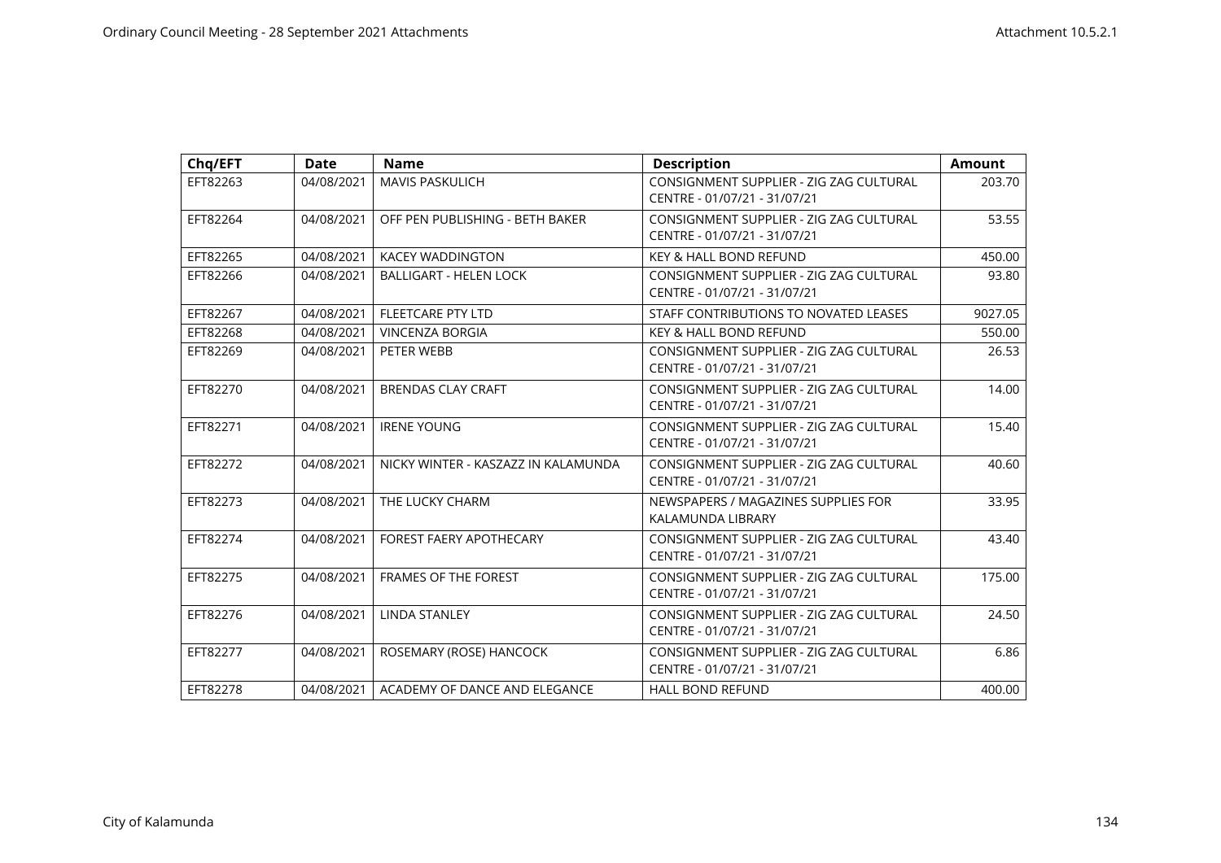| Chq/EFT | Date | Name | Description | Amount |
|---|---|---|---|---|
| EFT82263 | 04/08/2021 | MAVIS PASKULICH | CONSIGNMENT SUPPLIER - ZIG ZAG CULTURAL CENTRE - 01/07/21 - 31/07/21 | 203.70 |
| EFT82264 | 04/08/2021 | OFF PEN PUBLISHING - BETH BAKER | CONSIGNMENT SUPPLIER - ZIG ZAG CULTURAL CENTRE - 01/07/21 - 31/07/21 | 53.55 |
| EFT82265 | 04/08/2021 | KACEY WADDINGTON | KEY & HALL BOND REFUND | 450.00 |
| EFT82266 | 04/08/2021 | BALLIGART - HELEN LOCK | CONSIGNMENT SUPPLIER - ZIG ZAG CULTURAL CENTRE - 01/07/21 - 31/07/21 | 93.80 |
| EFT82267 | 04/08/2021 | FLEETCARE PTY LTD | STAFF CONTRIBUTIONS TO NOVATED LEASES | 9027.05 |
| EFT82268 | 04/08/2021 | VINCENZA BORGIA | KEY & HALL BOND REFUND | 550.00 |
| EFT82269 | 04/08/2021 | PETER WEBB | CONSIGNMENT SUPPLIER - ZIG ZAG CULTURAL CENTRE - 01/07/21 - 31/07/21 | 26.53 |
| EFT82270 | 04/08/2021 | BRENDAS CLAY CRAFT | CONSIGNMENT SUPPLIER - ZIG ZAG CULTURAL CENTRE - 01/07/21 - 31/07/21 | 14.00 |
| EFT82271 | 04/08/2021 | IRENE YOUNG | CONSIGNMENT SUPPLIER - ZIG ZAG CULTURAL CENTRE - 01/07/21 - 31/07/21 | 15.40 |
| EFT82272 | 04/08/2021 | NICKY WINTER - KASZAZZ IN KALAMUNDA | CONSIGNMENT SUPPLIER - ZIG ZAG CULTURAL CENTRE - 01/07/21 - 31/07/21 | 40.60 |
| EFT82273 | 04/08/2021 | THE LUCKY CHARM | NEWSPAPERS / MAGAZINES SUPPLIES FOR KALAMUNDA LIBRARY | 33.95 |
| EFT82274 | 04/08/2021 | FOREST FAERY APOTHECARY | CONSIGNMENT SUPPLIER - ZIG ZAG CULTURAL CENTRE - 01/07/21 - 31/07/21 | 43.40 |
| EFT82275 | 04/08/2021 | FRAMES OF THE FOREST | CONSIGNMENT SUPPLIER - ZIG ZAG CULTURAL CENTRE - 01/07/21 - 31/07/21 | 175.00 |
| EFT82276 | 04/08/2021 | LINDA STANLEY | CONSIGNMENT SUPPLIER - ZIG ZAG CULTURAL CENTRE - 01/07/21 - 31/07/21 | 24.50 |
| EFT82277 | 04/08/2021 | ROSEMARY (ROSE) HANCOCK | CONSIGNMENT SUPPLIER - ZIG ZAG CULTURAL CENTRE - 01/07/21 - 31/07/21 | 6.86 |
| EFT82278 | 04/08/2021 | ACADEMY OF DANCE AND ELEGANCE | HALL BOND REFUND | 400.00 |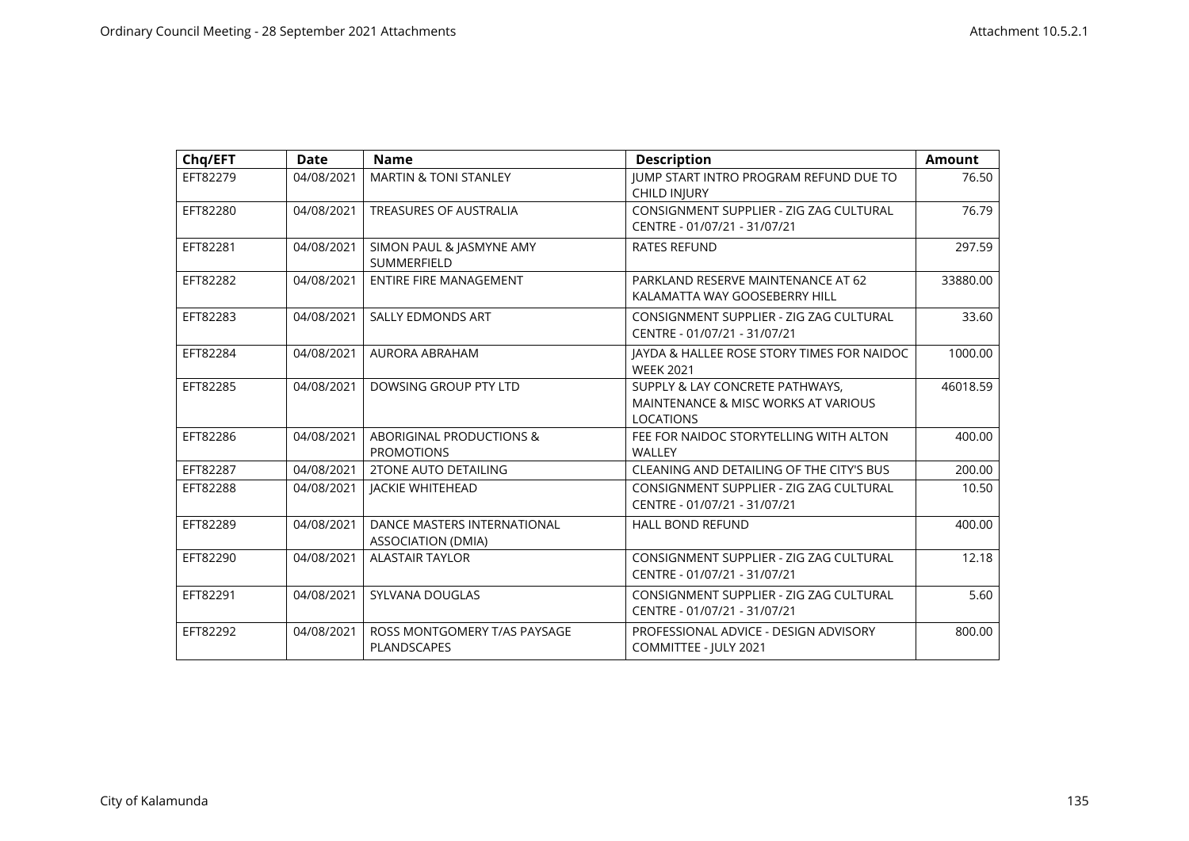| Chq/EFT | Date | Name | Description | Amount |
|---|---|---|---|---|
| EFT82279 | 04/08/2021 | MARTIN & TONI STANLEY | JUMP START INTRO PROGRAM REFUND DUE TO CHILD INJURY | 76.50 |
| EFT82280 | 04/08/2021 | TREASURES OF AUSTRALIA | CONSIGNMENT SUPPLIER - ZIG ZAG CULTURAL CENTRE - 01/07/21 - 31/07/21 | 76.79 |
| EFT82281 | 04/08/2021 | SIMON PAUL & JASMYNE AMY SUMMERFIELD | RATES REFUND | 297.59 |
| EFT82282 | 04/08/2021 | ENTIRE FIRE MANAGEMENT | PARKLAND RESERVE MAINTENANCE AT 62 KALAMATTA WAY GOOSEBERRY HILL | 33880.00 |
| EFT82283 | 04/08/2021 | SALLY EDMONDS ART | CONSIGNMENT SUPPLIER - ZIG ZAG CULTURAL CENTRE - 01/07/21 - 31/07/21 | 33.60 |
| EFT82284 | 04/08/2021 | AURORA ABRAHAM | JAYDA & HALLEE ROSE STORY TIMES FOR NAIDOC WEEK 2021 | 1000.00 |
| EFT82285 | 04/08/2021 | DOWSING GROUP PTY LTD | SUPPLY & LAY CONCRETE PATHWAYS, MAINTENANCE & MISC WORKS AT VARIOUS LOCATIONS | 46018.59 |
| EFT82286 | 04/08/2021 | ABORIGINAL PRODUCTIONS & PROMOTIONS | FEE FOR NAIDOC STORYTELLING WITH ALTON WALLEY | 400.00 |
| EFT82287 | 04/08/2021 | 2TONE AUTO DETAILING | CLEANING AND DETAILING OF THE CITY'S BUS | 200.00 |
| EFT82288 | 04/08/2021 | JACKIE WHITEHEAD | CONSIGNMENT SUPPLIER - ZIG ZAG CULTURAL CENTRE - 01/07/21 - 31/07/21 | 10.50 |
| EFT82289 | 04/08/2021 | DANCE MASTERS INTERNATIONAL ASSOCIATION (DMIA) | HALL BOND REFUND | 400.00 |
| EFT82290 | 04/08/2021 | ALASTAIR TAYLOR | CONSIGNMENT SUPPLIER - ZIG ZAG CULTURAL CENTRE - 01/07/21 - 31/07/21 | 12.18 |
| EFT82291 | 04/08/2021 | SYLVANA DOUGLAS | CONSIGNMENT SUPPLIER - ZIG ZAG CULTURAL CENTRE - 01/07/21 - 31/07/21 | 5.60 |
| EFT82292 | 04/08/2021 | ROSS MONTGOMERY T/AS PAYSAGE PLANDSCAPES | PROFESSIONAL ADVICE - DESIGN ADVISORY COMMITTEE - JULY 2021 | 800.00 |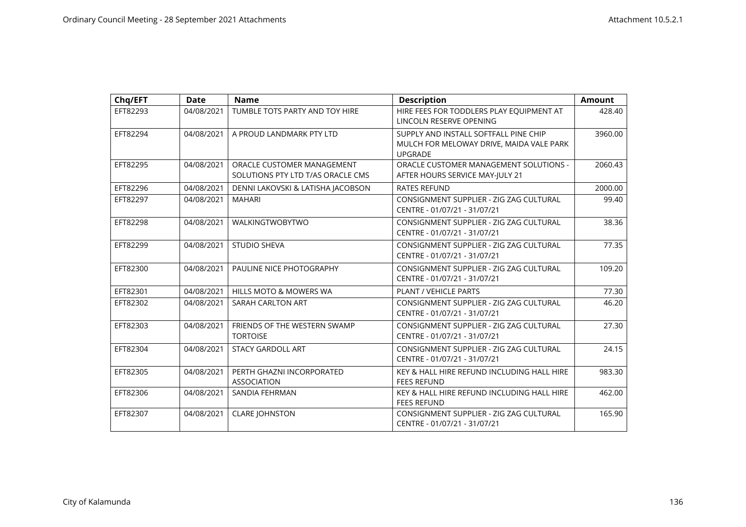| Chq/EFT | Date | Name | Description | Amount |
|---|---|---|---|---|
| EFT82293 | 04/08/2021 | TUMBLE TOTS PARTY AND TOY HIRE | HIRE FEES FOR TODDLERS PLAY EQUIPMENT AT LINCOLN RESERVE OPENING | 428.40 |
| EFT82294 | 04/08/2021 | A PROUD LANDMARK PTY LTD | SUPPLY AND INSTALL SOFTFALL PINE CHIP MULCH FOR MELOWAY DRIVE, MAIDA VALE PARK UPGRADE | 3960.00 |
| EFT82295 | 04/08/2021 | ORACLE CUSTOMER MANAGEMENT SOLUTIONS PTY LTD T/AS ORACLE CMS | ORACLE CUSTOMER MANAGEMENT SOLUTIONS - AFTER HOURS SERVICE MAY-JULY 21 | 2060.43 |
| EFT82296 | 04/08/2021 | DENNI LAKOVSKI & LATISHA JACOBSON | RATES REFUND | 2000.00 |
| EFT82297 | 04/08/2021 | MAHARI | CONSIGNMENT SUPPLIER - ZIG ZAG CULTURAL CENTRE - 01/07/21 - 31/07/21 | 99.40 |
| EFT82298 | 04/08/2021 | WALKINGTWOBYTWO | CONSIGNMENT SUPPLIER - ZIG ZAG CULTURAL CENTRE - 01/07/21 - 31/07/21 | 38.36 |
| EFT82299 | 04/08/2021 | STUDIO SHEVA | CONSIGNMENT SUPPLIER - ZIG ZAG CULTURAL CENTRE - 01/07/21 - 31/07/21 | 77.35 |
| EFT82300 | 04/08/2021 | PAULINE NICE PHOTOGRAPHY | CONSIGNMENT SUPPLIER - ZIG ZAG CULTURAL CENTRE - 01/07/21 - 31/07/21 | 109.20 |
| EFT82301 | 04/08/2021 | HILLS MOTO & MOWERS WA | PLANT / VEHICLE PARTS | 77.30 |
| EFT82302 | 04/08/2021 | SARAH CARLTON ART | CONSIGNMENT SUPPLIER - ZIG ZAG CULTURAL CENTRE - 01/07/21 - 31/07/21 | 46.20 |
| EFT82303 | 04/08/2021 | FRIENDS OF THE WESTERN SWAMP TORTOISE | CONSIGNMENT SUPPLIER - ZIG ZAG CULTURAL CENTRE - 01/07/21 - 31/07/21 | 27.30 |
| EFT82304 | 04/08/2021 | STACY GARDOLL ART | CONSIGNMENT SUPPLIER - ZIG ZAG CULTURAL CENTRE - 01/07/21 - 31/07/21 | 24.15 |
| EFT82305 | 04/08/2021 | PERTH GHAZNI INCORPORATED ASSOCIATION | KEY & HALL HIRE REFUND INCLUDING HALL HIRE FEES REFUND | 983.30 |
| EFT82306 | 04/08/2021 | SANDIA FEHRMAN | KEY & HALL HIRE REFUND INCLUDING HALL HIRE FEES REFUND | 462.00 |
| EFT82307 | 04/08/2021 | CLARE JOHNSTON | CONSIGNMENT SUPPLIER - ZIG ZAG CULTURAL CENTRE - 01/07/21 - 31/07/21 | 165.90 |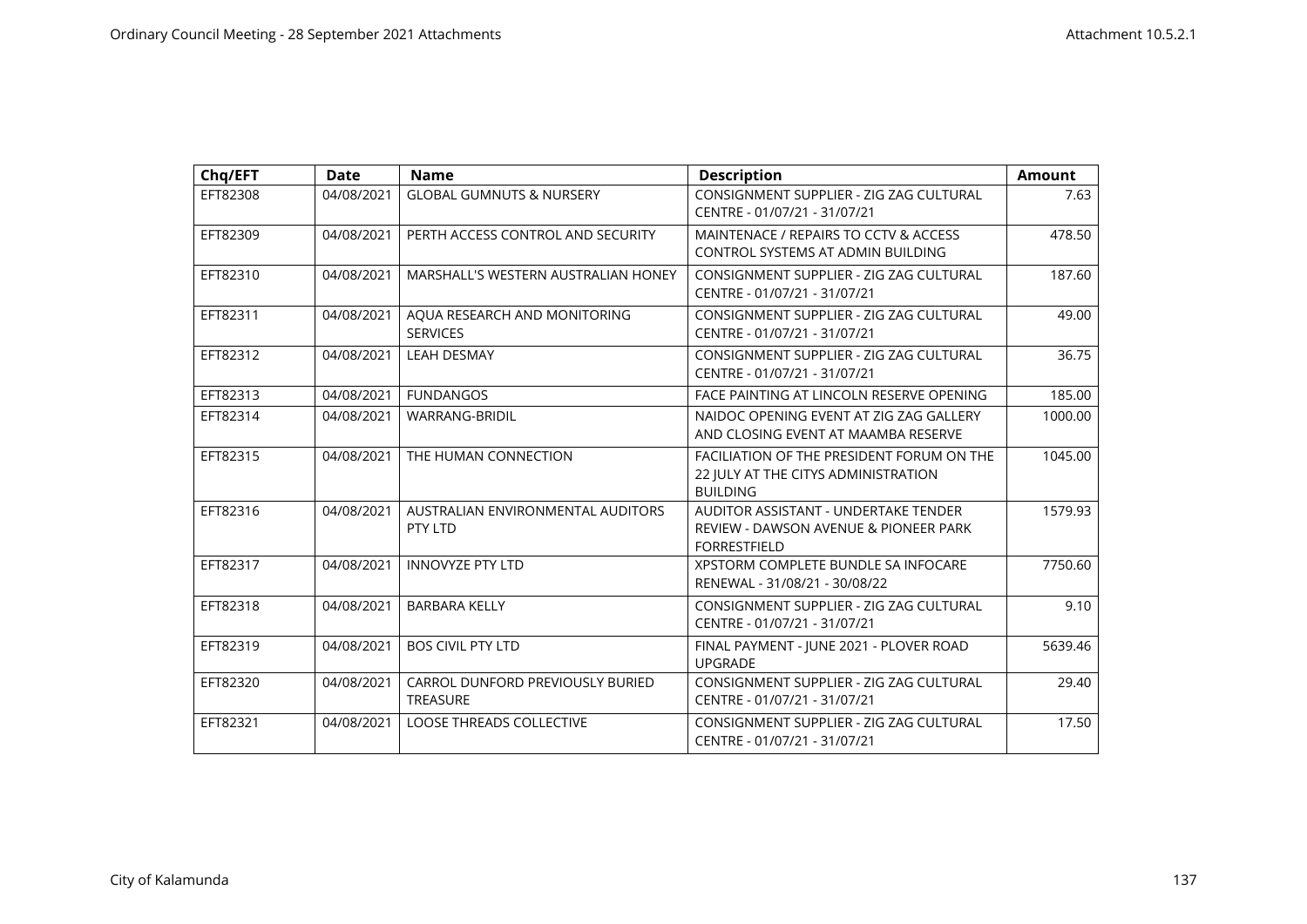| Chq/EFT | Date | Name | Description | Amount |
| --- | --- | --- | --- | --- |
| EFT82308 | 04/08/2021 | GLOBAL GUMNUTS & NURSERY | CONSIGNMENT SUPPLIER - ZIG ZAG CULTURAL CENTRE - 01/07/21 - 31/07/21 | 7.63 |
| EFT82309 | 04/08/2021 | PERTH ACCESS CONTROL AND SECURITY | MAINTENACE / REPAIRS TO CCTV & ACCESS CONTROL SYSTEMS AT ADMIN BUILDING | 478.50 |
| EFT82310 | 04/08/2021 | MARSHALL'S WESTERN AUSTRALIAN HONEY | CONSIGNMENT SUPPLIER - ZIG ZAG CULTURAL CENTRE - 01/07/21 - 31/07/21 | 187.60 |
| EFT82311 | 04/08/2021 | AQUA RESEARCH AND MONITORING SERVICES | CONSIGNMENT SUPPLIER - ZIG ZAG CULTURAL CENTRE - 01/07/21 - 31/07/21 | 49.00 |
| EFT82312 | 04/08/2021 | LEAH DESMAY | CONSIGNMENT SUPPLIER - ZIG ZAG CULTURAL CENTRE - 01/07/21 - 31/07/21 | 36.75 |
| EFT82313 | 04/08/2021 | FUNDANGOS | FACE PAINTING AT LINCOLN RESERVE OPENING | 185.00 |
| EFT82314 | 04/08/2021 | WARRANG-BRIDIL | NAIDOC OPENING EVENT AT ZIG ZAG GALLERY AND CLOSING EVENT AT MAAMBA RESERVE | 1000.00 |
| EFT82315 | 04/08/2021 | THE HUMAN CONNECTION | FACILIATION OF THE PRESIDENT FORUM ON THE 22 JULY AT THE CITYS ADMINISTRATION BUILDING | 1045.00 |
| EFT82316 | 04/08/2021 | AUSTRALIAN ENVIRONMENTAL AUDITORS PTY LTD | AUDITOR ASSISTANT - UNDERTAKE TENDER REVIEW - DAWSON AVENUE & PIONEER PARK FORRESTFIELD | 1579.93 |
| EFT82317 | 04/08/2021 | INNOVYZE PTY LTD | XPSTORM COMPLETE BUNDLE SA INFOCARE RENEWAL - 31/08/21 - 30/08/22 | 7750.60 |
| EFT82318 | 04/08/2021 | BARBARA KELLY | CONSIGNMENT SUPPLIER - ZIG ZAG CULTURAL CENTRE - 01/07/21 - 31/07/21 | 9.10 |
| EFT82319 | 04/08/2021 | BOS CIVIL PTY LTD | FINAL PAYMENT - JUNE 2021 - PLOVER ROAD UPGRADE | 5639.46 |
| EFT82320 | 04/08/2021 | CARROL DUNFORD PREVIOUSLY BURIED TREASURE | CONSIGNMENT SUPPLIER - ZIG ZAG CULTURAL CENTRE - 01/07/21 - 31/07/21 | 29.40 |
| EFT82321 | 04/08/2021 | LOOSE THREADS COLLECTIVE | CONSIGNMENT SUPPLIER - ZIG ZAG CULTURAL CENTRE - 01/07/21 - 31/07/21 | 17.50 |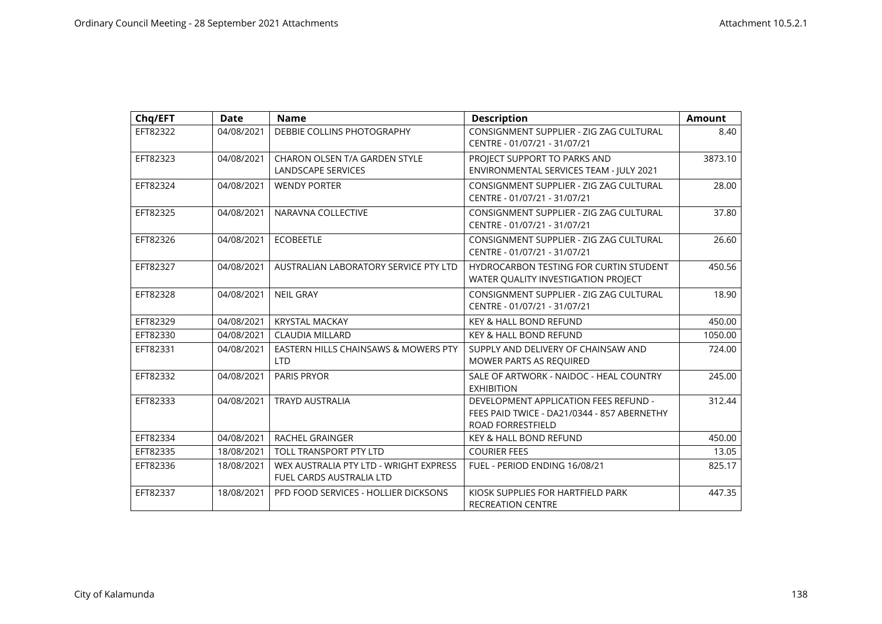| Chq/EFT | Date | Name | Description | Amount |
|---|---|---|---|---|
| EFT82322 | 04/08/2021 | DEBBIE COLLINS PHOTOGRAPHY | CONSIGNMENT SUPPLIER - ZIG ZAG CULTURAL CENTRE - 01/07/21 - 31/07/21 | 8.40 |
| EFT82323 | 04/08/2021 | CHARON OLSEN T/A GARDEN STYLE LANDSCAPE SERVICES | PROJECT SUPPORT TO PARKS AND ENVIRONMENTAL SERVICES TEAM - JULY 2021 | 3873.10 |
| EFT82324 | 04/08/2021 | WENDY PORTER | CONSIGNMENT SUPPLIER - ZIG ZAG CULTURAL CENTRE - 01/07/21 - 31/07/21 | 28.00 |
| EFT82325 | 04/08/2021 | NARAVNA COLLECTIVE | CONSIGNMENT SUPPLIER - ZIG ZAG CULTURAL CENTRE - 01/07/21 - 31/07/21 | 37.80 |
| EFT82326 | 04/08/2021 | ECOBEETLE | CONSIGNMENT SUPPLIER - ZIG ZAG CULTURAL CENTRE - 01/07/21 - 31/07/21 | 26.60 |
| EFT82327 | 04/08/2021 | AUSTRALIAN LABORATORY SERVICE PTY LTD | HYDROCARBON TESTING FOR CURTIN STUDENT WATER QUALITY INVESTIGATION PROJECT | 450.56 |
| EFT82328 | 04/08/2021 | NEIL GRAY | CONSIGNMENT SUPPLIER - ZIG ZAG CULTURAL CENTRE - 01/07/21 - 31/07/21 | 18.90 |
| EFT82329 | 04/08/2021 | KRYSTAL MACKAY | KEY & HALL BOND REFUND | 450.00 |
| EFT82330 | 04/08/2021 | CLAUDIA MILLARD | KEY & HALL BOND REFUND | 1050.00 |
| EFT82331 | 04/08/2021 | EASTERN HILLS CHAINSAWS & MOWERS PTY LTD | SUPPLY AND DELIVERY OF CHAINSAW AND MOWER PARTS AS REQUIRED | 724.00 |
| EFT82332 | 04/08/2021 | PARIS PRYOR | SALE OF ARTWORK - NAIDOC - HEAL COUNTRY EXHIBITION | 245.00 |
| EFT82333 | 04/08/2021 | TRAYD AUSTRALIA | DEVELOPMENT APPLICATION FEES REFUND - FEES PAID TWICE - DA21/0344 - 857 ABERNETHY ROAD FORRESTFIELD | 312.44 |
| EFT82334 | 04/08/2021 | RACHEL GRAINGER | KEY & HALL BOND REFUND | 450.00 |
| EFT82335 | 18/08/2021 | TOLL TRANSPORT PTY LTD | COURIER FEES | 13.05 |
| EFT82336 | 18/08/2021 | WEX AUSTRALIA PTY LTD - WRIGHT EXPRESS FUEL CARDS AUSTRALIA LTD | FUEL - PERIOD ENDING 16/08/21 | 825.17 |
| EFT82337 | 18/08/2021 | PFD FOOD SERVICES - HOLLIER DICKSONS | KIOSK SUPPLIES FOR HARTFIELD PARK RECREATION CENTRE | 447.35 |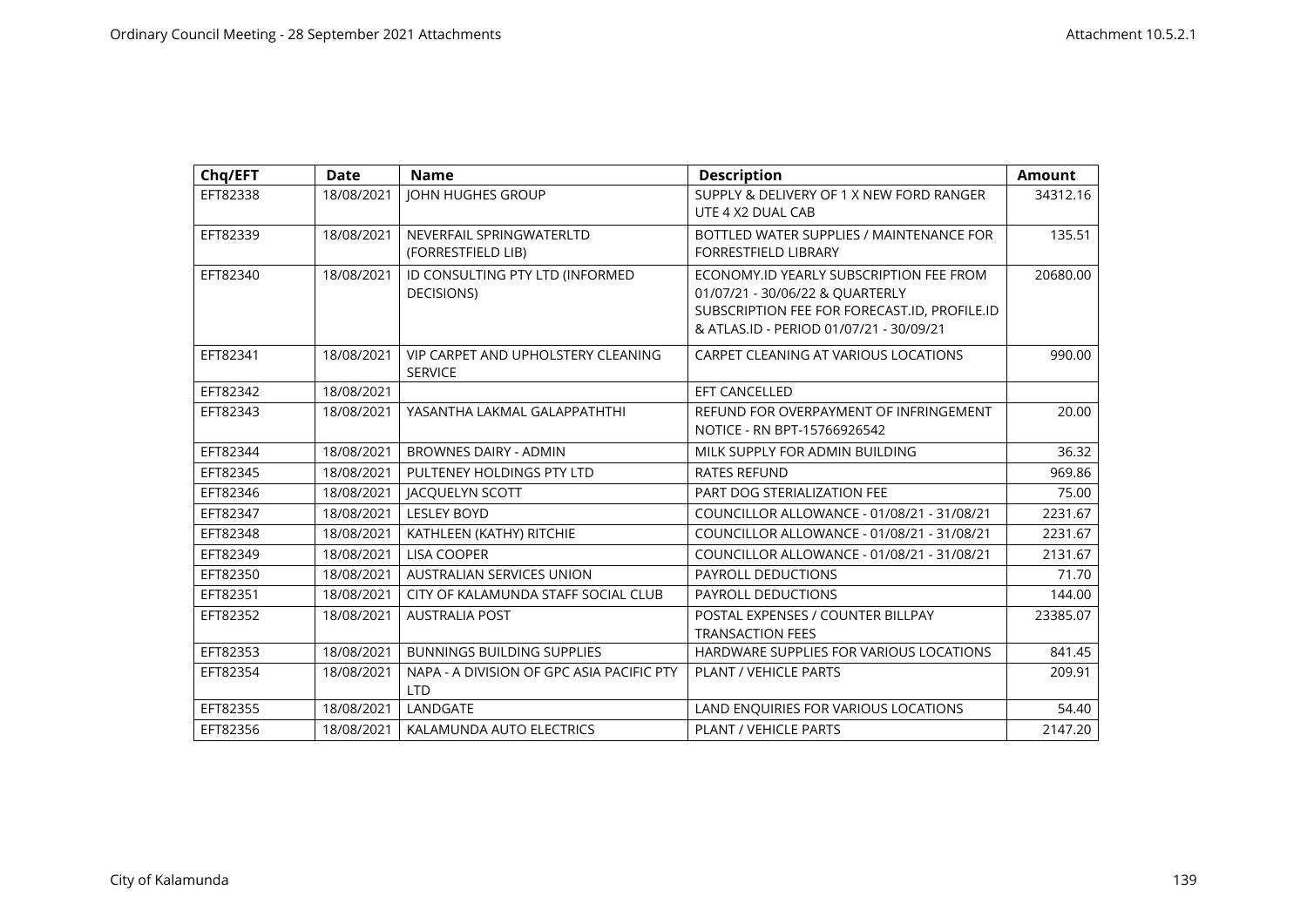| Chq/EFT | Date | Name | Description | Amount |
|---|---|---|---|---|
| EFT82338 | 18/08/2021 | JOHN HUGHES GROUP | SUPPLY & DELIVERY OF 1 X NEW FORD RANGER UTE 4 X2 DUAL CAB | 34312.16 |
| EFT82339 | 18/08/2021 | NEVERFAIL SPRINGWATERLTD (FORRESTFIELD LIB) | BOTTLED WATER SUPPLIES / MAINTENANCE FOR FORRESTFIELD LIBRARY | 135.51 |
| EFT82340 | 18/08/2021 | ID CONSULTING PTY LTD (INFORMED DECISIONS) | ECONOMY.ID YEARLY SUBSCRIPTION FEE FROM 01/07/21 - 30/06/22 & QUARTERLY SUBSCRIPTION FEE FOR FORECAST.ID, PROFILE.ID & ATLAS.ID - PERIOD 01/07/21 - 30/09/21 | 20680.00 |
| EFT82341 | 18/08/2021 | VIP CARPET AND UPHOLSTERY CLEANING SERVICE | CARPET CLEANING AT VARIOUS LOCATIONS | 990.00 |
| EFT82342 | 18/08/2021 | | EFT CANCELLED | |
| EFT82343 | 18/08/2021 | YASANTHA LAKMAL GALAPPATHTHI | REFUND FOR OVERPAYMENT OF INFRINGEMENT NOTICE - RN BPT-15766926542 | 20.00 |
| EFT82344 | 18/08/2021 | BROWNES DAIRY - ADMIN | MILK SUPPLY FOR ADMIN BUILDING | 36.32 |
| EFT82345 | 18/08/2021 | PULTENEY HOLDINGS PTY LTD | RATES REFUND | 969.86 |
| EFT82346 | 18/08/2021 | JACQUELYN SCOTT | PART DOG STERIALIZATION FEE | 75.00 |
| EFT82347 | 18/08/2021 | LESLEY BOYD | COUNCILLOR ALLOWANCE - 01/08/21 - 31/08/21 | 2231.67 |
| EFT82348 | 18/08/2021 | KATHLEEN (KATHY) RITCHIE | COUNCILLOR ALLOWANCE - 01/08/21 - 31/08/21 | 2231.67 |
| EFT82349 | 18/08/2021 | LISA COOPER | COUNCILLOR ALLOWANCE - 01/08/21 - 31/08/21 | 2131.67 |
| EFT82350 | 18/08/2021 | AUSTRALIAN SERVICES UNION | PAYROLL DEDUCTIONS | 71.70 |
| EFT82351 | 18/08/2021 | CITY OF KALAMUNDA STAFF SOCIAL CLUB | PAYROLL DEDUCTIONS | 144.00 |
| EFT82352 | 18/08/2021 | AUSTRALIA POST | POSTAL EXPENSES / COUNTER BILLPAY TRANSACTION FEES | 23385.07 |
| EFT82353 | 18/08/2021 | BUNNINGS BUILDING SUPPLIES | HARDWARE SUPPLIES FOR VARIOUS LOCATIONS | 841.45 |
| EFT82354 | 18/08/2021 | NAPA - A DIVISION OF GPC ASIA PACIFIC PTY LTD | PLANT / VEHICLE PARTS | 209.91 |
| EFT82355 | 18/08/2021 | LANDGATE | LAND ENQUIRIES FOR VARIOUS LOCATIONS | 54.40 |
| EFT82356 | 18/08/2021 | KALAMUNDA AUTO ELECTRICS | PLANT / VEHICLE PARTS | 2147.20 |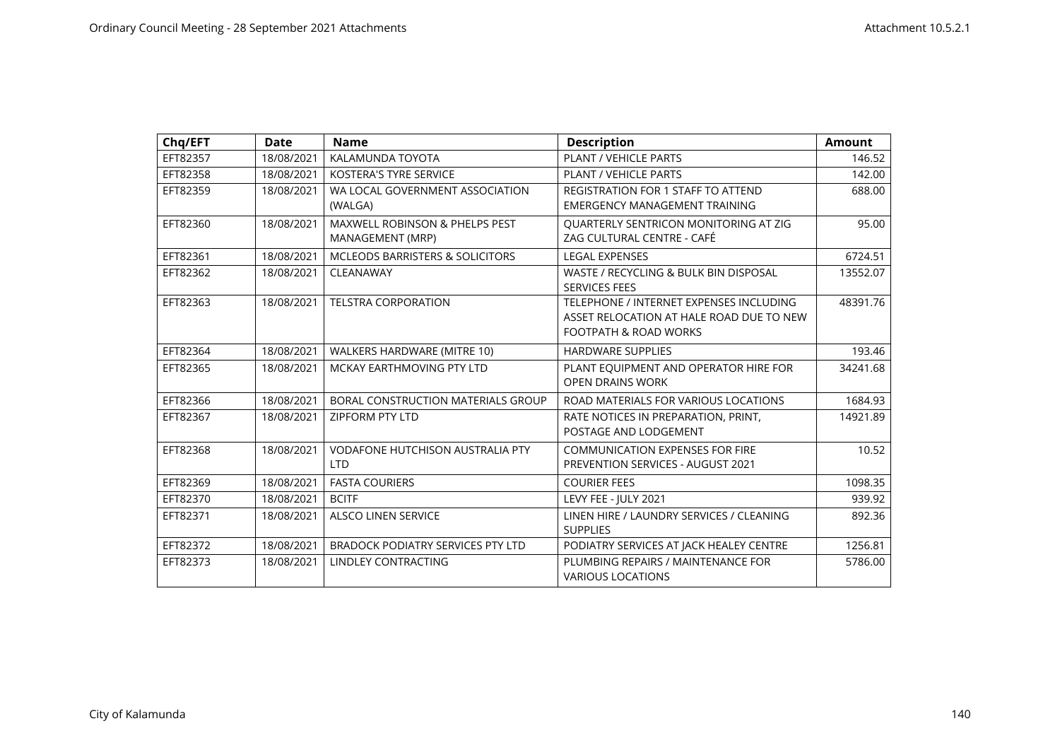| Chq/EFT | Date | Name | Description | Amount |
|---|---|---|---|---|
| EFT82357 | 18/08/2021 | KALAMUNDA TOYOTA | PLANT / VEHICLE PARTS | 146.52 |
| EFT82358 | 18/08/2021 | KOSTERA'S TYRE SERVICE | PLANT / VEHICLE PARTS | 142.00 |
| EFT82359 | 18/08/2021 | WA LOCAL GOVERNMENT ASSOCIATION (WALGA) | REGISTRATION FOR 1 STAFF TO ATTEND EMERGENCY MANAGEMENT TRAINING | 688.00 |
| EFT82360 | 18/08/2021 | MAXWELL ROBINSON & PHELPS PEST MANAGEMENT (MRP) | QUARTERLY SENTRICON MONITORING AT ZIG ZAG CULTURAL CENTRE - CAFÉ | 95.00 |
| EFT82361 | 18/08/2021 | MCLEODS BARRISTERS & SOLICITORS | LEGAL EXPENSES | 6724.51 |
| EFT82362 | 18/08/2021 | CLEANAWAY | WASTE / RECYCLING & BULK BIN DISPOSAL SERVICES FEES | 13552.07 |
| EFT82363 | 18/08/2021 | TELSTRA CORPORATION | TELEPHONE / INTERNET EXPENSES INCLUDING ASSET RELOCATION AT HALE ROAD DUE TO NEW FOOTPATH & ROAD WORKS | 48391.76 |
| EFT82364 | 18/08/2021 | WALKERS HARDWARE (MITRE 10) | HARDWARE SUPPLIES | 193.46 |
| EFT82365 | 18/08/2021 | MCKAY EARTHMOVING PTY LTD | PLANT EQUIPMENT AND OPERATOR HIRE FOR OPEN DRAINS WORK | 34241.68 |
| EFT82366 | 18/08/2021 | BORAL CONSTRUCTION MATERIALS GROUP | ROAD MATERIALS FOR VARIOUS LOCATIONS | 1684.93 |
| EFT82367 | 18/08/2021 | ZIPFORM PTY LTD | RATE NOTICES IN PREPARATION, PRINT, POSTAGE AND LODGEMENT | 14921.89 |
| EFT82368 | 18/08/2021 | VODAFONE HUTCHISON AUSTRALIA PTY LTD | COMMUNICATION EXPENSES FOR FIRE PREVENTION SERVICES - AUGUST 2021 | 10.52 |
| EFT82369 | 18/08/2021 | FASTA COURIERS | COURIER FEES | 1098.35 |
| EFT82370 | 18/08/2021 | BCITF | LEVY FEE - JULY 2021 | 939.92 |
| EFT82371 | 18/08/2021 | ALSCO LINEN SERVICE | LINEN HIRE / LAUNDRY SERVICES / CLEANING SUPPLIES | 892.36 |
| EFT82372 | 18/08/2021 | BRADOCK PODIATRY SERVICES PTY LTD | PODIATRY SERVICES AT JACK HEALEY CENTRE | 1256.81 |
| EFT82373 | 18/08/2021 | LINDLEY CONTRACTING | PLUMBING REPAIRS / MAINTENANCE FOR VARIOUS LOCATIONS | 5786.00 |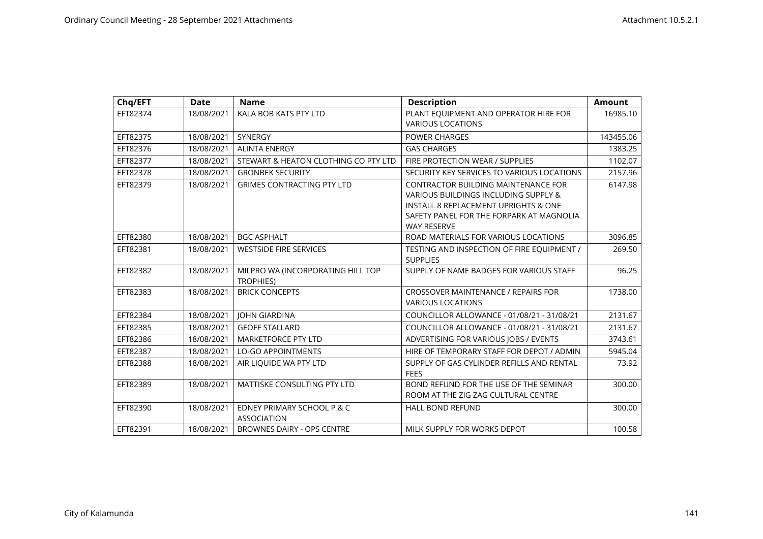| Chq/EFT | Date | Name | Description | Amount |
|---|---|---|---|---|
| EFT82374 | 18/08/2021 | KALA BOB KATS PTY LTD | PLANT EQUIPMENT AND OPERATOR HIRE FOR VARIOUS LOCATIONS | 16985.10 |
| EFT82375 | 18/08/2021 | SYNERGY | POWER CHARGES | 143455.06 |
| EFT82376 | 18/08/2021 | ALINTA ENERGY | GAS CHARGES | 1383.25 |
| EFT82377 | 18/08/2021 | STEWART & HEATON CLOTHING CO PTY LTD | FIRE PROTECTION WEAR / SUPPLIES | 1102.07 |
| EFT82378 | 18/08/2021 | GRONBEK SECURITY | SECURITY KEY SERVICES TO VARIOUS LOCATIONS | 2157.96 |
| EFT82379 | 18/08/2021 | GRIMES CONTRACTING PTY LTD | CONTRACTOR BUILDING MAINTENANCE FOR VARIOUS BUILDINGS INCLUDING SUPPLY & INSTALL 8 REPLACEMENT UPRIGHTS & ONE SAFETY PANEL FOR THE FORPARK AT MAGNOLIA WAY RESERVE | 6147.98 |
| EFT82380 | 18/08/2021 | BGC ASPHALT | ROAD MATERIALS FOR VARIOUS LOCATIONS | 3096.85 |
| EFT82381 | 18/08/2021 | WESTSIDE FIRE SERVICES | TESTING AND INSPECTION OF FIRE EQUIPMENT / SUPPLIES | 269.50 |
| EFT82382 | 18/08/2021 | MILPRO WA (INCORPORATING HILL TOP TROPHIES) | SUPPLY OF NAME BADGES FOR VARIOUS STAFF | 96.25 |
| EFT82383 | 18/08/2021 | BRICK CONCEPTS | CROSSOVER MAINTENANCE / REPAIRS FOR VARIOUS LOCATIONS | 1738.00 |
| EFT82384 | 18/08/2021 | JOHN GIARDINA | COUNCILLOR ALLOWANCE - 01/08/21 - 31/08/21 | 2131.67 |
| EFT82385 | 18/08/2021 | GEOFF STALLARD | COUNCILLOR ALLOWANCE - 01/08/21 - 31/08/21 | 2131.67 |
| EFT82386 | 18/08/2021 | MARKETFORCE PTY LTD | ADVERTISING FOR VARIOUS JOBS / EVENTS | 3743.61 |
| EFT82387 | 18/08/2021 | LO-GO APPOINTMENTS | HIRE OF TEMPORARY STAFF FOR DEPOT / ADMIN | 5945.04 |
| EFT82388 | 18/08/2021 | AIR LIQUIDE WA PTY LTD | SUPPLY OF GAS CYLINDER REFILLS AND RENTAL FEES | 73.92 |
| EFT82389 | 18/08/2021 | MATTISKE CONSULTING PTY LTD | BOND REFUND FOR THE USE OF THE SEMINAR ROOM AT THE ZIG ZAG CULTURAL CENTRE | 300.00 |
| EFT82390 | 18/08/2021 | EDNEY PRIMARY SCHOOL P & C ASSOCIATION | HALL BOND REFUND | 300.00 |
| EFT82391 | 18/08/2021 | BROWNES DAIRY - OPS CENTRE | MILK SUPPLY FOR WORKS DEPOT | 100.58 |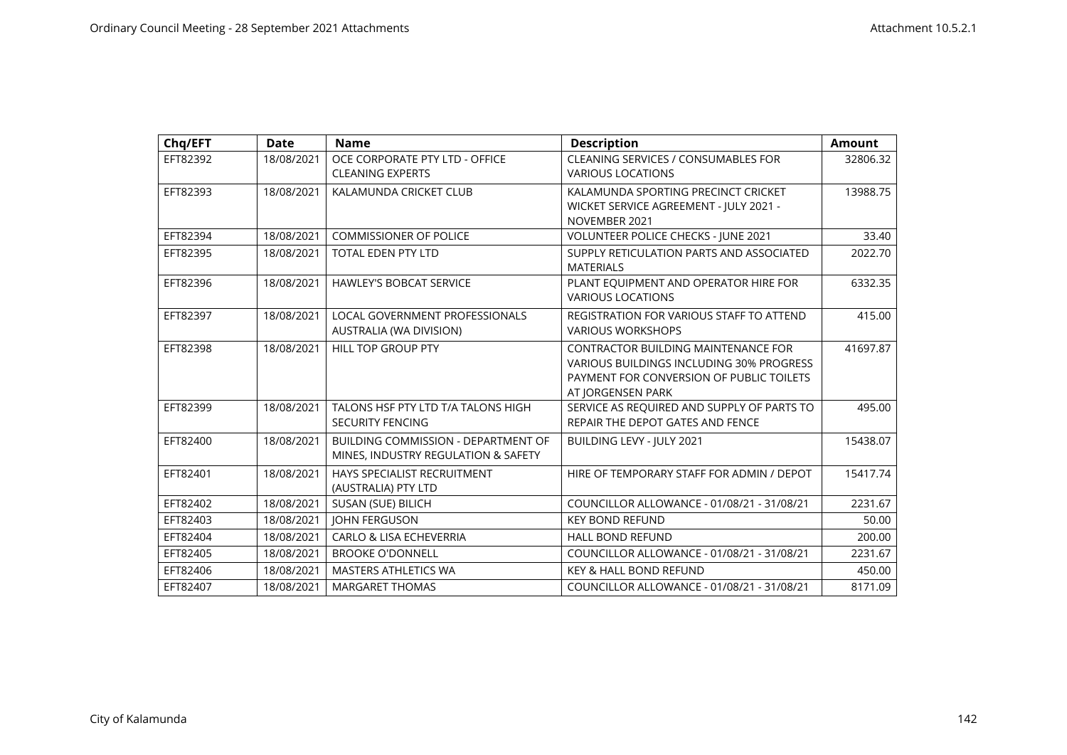| Chq/EFT | Date | Name | Description | Amount |
|---|---|---|---|---|
| EFT82392 | 18/08/2021 | OCE CORPORATE PTY LTD - OFFICE CLEANING EXPERTS | CLEANING SERVICES / CONSUMABLES FOR VARIOUS LOCATIONS | 32806.32 |
| EFT82393 | 18/08/2021 | KALAMUNDA CRICKET CLUB | KALAMUNDA SPORTING PRECINCT CRICKET WICKET SERVICE AGREEMENT - JULY 2021 - NOVEMBER 2021 | 13988.75 |
| EFT82394 | 18/08/2021 | COMMISSIONER OF POLICE | VOLUNTEER POLICE CHECKS - JUNE 2021 | 33.40 |
| EFT82395 | 18/08/2021 | TOTAL EDEN PTY LTD | SUPPLY RETICULATION PARTS AND ASSOCIATED MATERIALS | 2022.70 |
| EFT82396 | 18/08/2021 | HAWLEY'S BOBCAT SERVICE | PLANT EQUIPMENT AND OPERATOR HIRE FOR VARIOUS LOCATIONS | 6332.35 |
| EFT82397 | 18/08/2021 | LOCAL GOVERNMENT PROFESSIONALS AUSTRALIA (WA DIVISION) | REGISTRATION FOR VARIOUS STAFF TO ATTEND VARIOUS WORKSHOPS | 415.00 |
| EFT82398 | 18/08/2021 | HILL TOP GROUP PTY | CONTRACTOR BUILDING MAINTENANCE FOR VARIOUS BUILDINGS INCLUDING 30% PROGRESS PAYMENT FOR CONVERSION OF PUBLIC TOILETS AT JORGENSEN PARK | 41697.87 |
| EFT82399 | 18/08/2021 | TALONS HSF PTY LTD T/A TALONS HIGH SECURITY FENCING | SERVICE AS REQUIRED AND SUPPLY OF PARTS TO REPAIR THE DEPOT GATES AND FENCE | 495.00 |
| EFT82400 | 18/08/2021 | BUILDING COMMISSION - DEPARTMENT OF MINES, INDUSTRY REGULATION & SAFETY | BUILDING LEVY - JULY 2021 | 15438.07 |
| EFT82401 | 18/08/2021 | HAYS SPECIALIST RECRUITMENT (AUSTRALIA) PTY LTD | HIRE OF TEMPORARY STAFF FOR ADMIN / DEPOT | 15417.74 |
| EFT82402 | 18/08/2021 | SUSAN (SUE) BILICH | COUNCILLOR ALLOWANCE - 01/08/21 - 31/08/21 | 2231.67 |
| EFT82403 | 18/08/2021 | JOHN FERGUSON | KEY BOND REFUND | 50.00 |
| EFT82404 | 18/08/2021 | CARLO & LISA ECHEVERRIA | HALL BOND REFUND | 200.00 |
| EFT82405 | 18/08/2021 | BROOKE O'DONNELL | COUNCILLOR ALLOWANCE - 01/08/21 - 31/08/21 | 2231.67 |
| EFT82406 | 18/08/2021 | MASTERS ATHLETICS WA | KEY & HALL BOND REFUND | 450.00 |
| EFT82407 | 18/08/2021 | MARGARET THOMAS | COUNCILLOR ALLOWANCE - 01/08/21 - 31/08/21 | 8171.09 |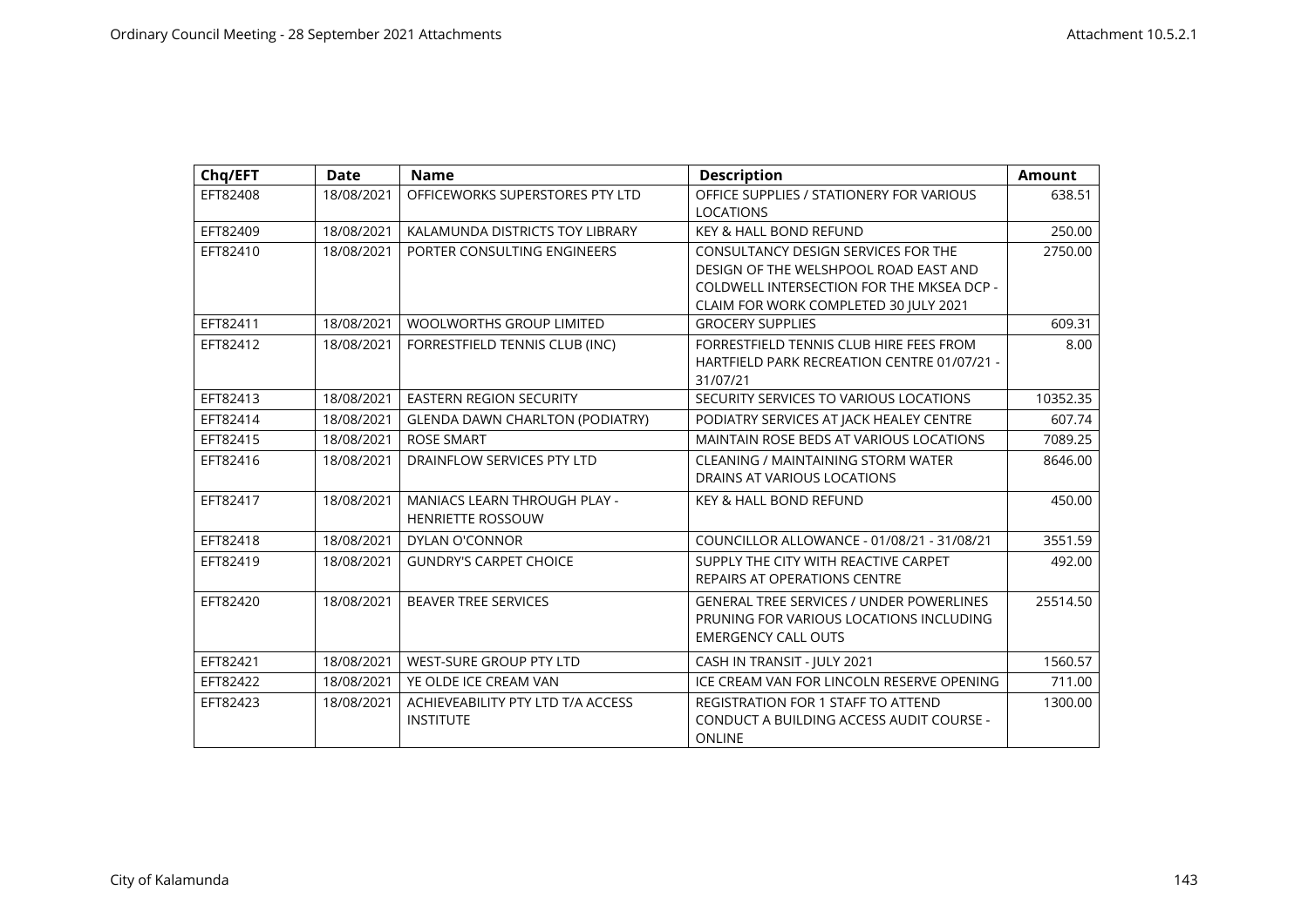| Chq/EFT | Date | Name | Description | Amount |
|---|---|---|---|---|
| EFT82408 | 18/08/2021 | OFFICEWORKS SUPERSTORES PTY LTD | OFFICE SUPPLIES / STATIONERY FOR VARIOUS LOCATIONS | 638.51 |
| EFT82409 | 18/08/2021 | KALAMUNDA DISTRICTS TOY LIBRARY | KEY & HALL BOND REFUND | 250.00 |
| EFT82410 | 18/08/2021 | PORTER CONSULTING ENGINEERS | CONSULTANCY DESIGN SERVICES FOR THE DESIGN OF THE WELSHPOOL ROAD EAST AND COLDWELL INTERSECTION FOR THE MKSEA DCP - CLAIM FOR WORK COMPLETED 30 JULY 2021 | 2750.00 |
| EFT82411 | 18/08/2021 | WOOLWORTHS GROUP LIMITED | GROCERY SUPPLIES | 609.31 |
| EFT82412 | 18/08/2021 | FORRESTFIELD TENNIS CLUB (INC) | FORRESTFIELD TENNIS CLUB HIRE FEES FROM HARTFIELD PARK RECREATION CENTRE 01/07/21 - 31/07/21 | 8.00 |
| EFT82413 | 18/08/2021 | EASTERN REGION SECURITY | SECURITY SERVICES TO VARIOUS LOCATIONS | 10352.35 |
| EFT82414 | 18/08/2021 | GLENDA DAWN CHARLTON (PODIATRY) | PODIATRY SERVICES AT JACK HEALEY CENTRE | 607.74 |
| EFT82415 | 18/08/2021 | ROSE SMART | MAINTAIN ROSE BEDS AT VARIOUS LOCATIONS | 7089.25 |
| EFT82416 | 18/08/2021 | DRAINFLOW SERVICES PTY LTD | CLEANING / MAINTAINING STORM WATER DRAINS AT VARIOUS LOCATIONS | 8646.00 |
| EFT82417 | 18/08/2021 | MANIACS LEARN THROUGH PLAY - HENRIETTE ROSSOUW | KEY & HALL BOND REFUND | 450.00 |
| EFT82418 | 18/08/2021 | DYLAN O'CONNOR | COUNCILLOR ALLOWANCE - 01/08/21 - 31/08/21 | 3551.59 |
| EFT82419 | 18/08/2021 | GUNDRY'S CARPET CHOICE | SUPPLY THE CITY WITH REACTIVE CARPET REPAIRS AT OPERATIONS CENTRE | 492.00 |
| EFT82420 | 18/08/2021 | BEAVER TREE SERVICES | GENERAL TREE SERVICES / UNDER POWERLINES PRUNING FOR VARIOUS LOCATIONS INCLUDING EMERGENCY CALL OUTS | 25514.50 |
| EFT82421 | 18/08/2021 | WEST-SURE GROUP PTY LTD | CASH IN TRANSIT - JULY 2021 | 1560.57 |
| EFT82422 | 18/08/2021 | YE OLDE ICE CREAM VAN | ICE CREAM VAN FOR LINCOLN RESERVE OPENING | 711.00 |
| EFT82423 | 18/08/2021 | ACHIEVEABILITY PTY LTD T/A ACCESS INSTITUTE | REGISTRATION FOR 1 STAFF TO ATTEND CONDUCT A BUILDING ACCESS AUDIT COURSE - ONLINE | 1300.00 |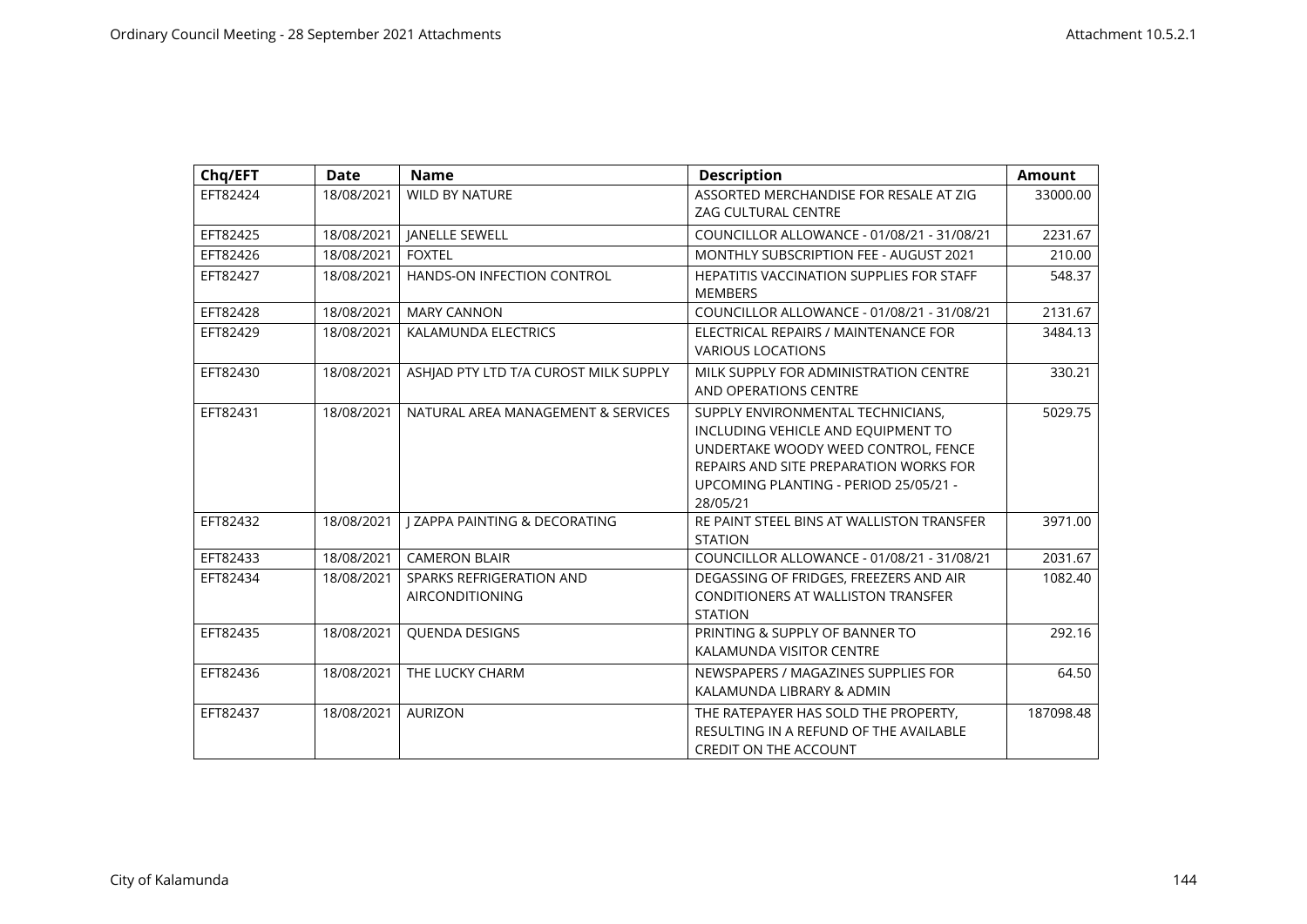| Chq/EFT | Date | Name | Description | Amount |
|---|---|---|---|---|
| EFT82424 | 18/08/2021 | WILD BY NATURE | ASSORTED MERCHANDISE FOR RESALE AT ZIG ZAG CULTURAL CENTRE | 33000.00 |
| EFT82425 | 18/08/2021 | JANELLE SEWELL | COUNCILLOR ALLOWANCE - 01/08/21 - 31/08/21 | 2231.67 |
| EFT82426 | 18/08/2021 | FOXTEL | MONTHLY SUBSCRIPTION FEE - AUGUST 2021 | 210.00 |
| EFT82427 | 18/08/2021 | HANDS-ON INFECTION CONTROL | HEPATITIS VACCINATION SUPPLIES FOR STAFF MEMBERS | 548.37 |
| EFT82428 | 18/08/2021 | MARY CANNON | COUNCILLOR ALLOWANCE - 01/08/21 - 31/08/21 | 2131.67 |
| EFT82429 | 18/08/2021 | KALAMUNDA ELECTRICS | ELECTRICAL REPAIRS / MAINTENANCE FOR VARIOUS LOCATIONS | 3484.13 |
| EFT82430 | 18/08/2021 | ASHJAD PTY LTD T/A CUROST MILK SUPPLY | MILK SUPPLY FOR ADMINISTRATION CENTRE AND OPERATIONS CENTRE | 330.21 |
| EFT82431 | 18/08/2021 | NATURAL AREA MANAGEMENT & SERVICES | SUPPLY ENVIRONMENTAL TECHNICIANS, INCLUDING VEHICLE AND EQUIPMENT TO UNDERTAKE WOODY WEED CONTROL, FENCE REPAIRS AND SITE PREPARATION WORKS FOR UPCOMING PLANTING - PERIOD 25/05/21 - 28/05/21 | 5029.75 |
| EFT82432 | 18/08/2021 | J ZAPPA PAINTING & DECORATING | RE PAINT STEEL BINS AT WALLISTON TRANSFER STATION | 3971.00 |
| EFT82433 | 18/08/2021 | CAMERON BLAIR | COUNCILLOR ALLOWANCE - 01/08/21 - 31/08/21 | 2031.67 |
| EFT82434 | 18/08/2021 | SPARKS REFRIGERATION AND AIRCONDITIONING | DEGASSING OF FRIDGES, FREEZERS AND AIR CONDITIONERS AT WALLISTON TRANSFER STATION | 1082.40 |
| EFT82435 | 18/08/2021 | QUENDA DESIGNS | PRINTING & SUPPLY OF BANNER TO KALAMUNDA VISITOR CENTRE | 292.16 |
| EFT82436 | 18/08/2021 | THE LUCKY CHARM | NEWSPAPERS / MAGAZINES SUPPLIES FOR KALAMUNDA LIBRARY & ADMIN | 64.50 |
| EFT82437 | 18/08/2021 | AURIZON | THE RATEPAYER HAS SOLD THE PROPERTY, RESULTING IN A REFUND OF THE AVAILABLE CREDIT ON THE ACCOUNT | 187098.48 |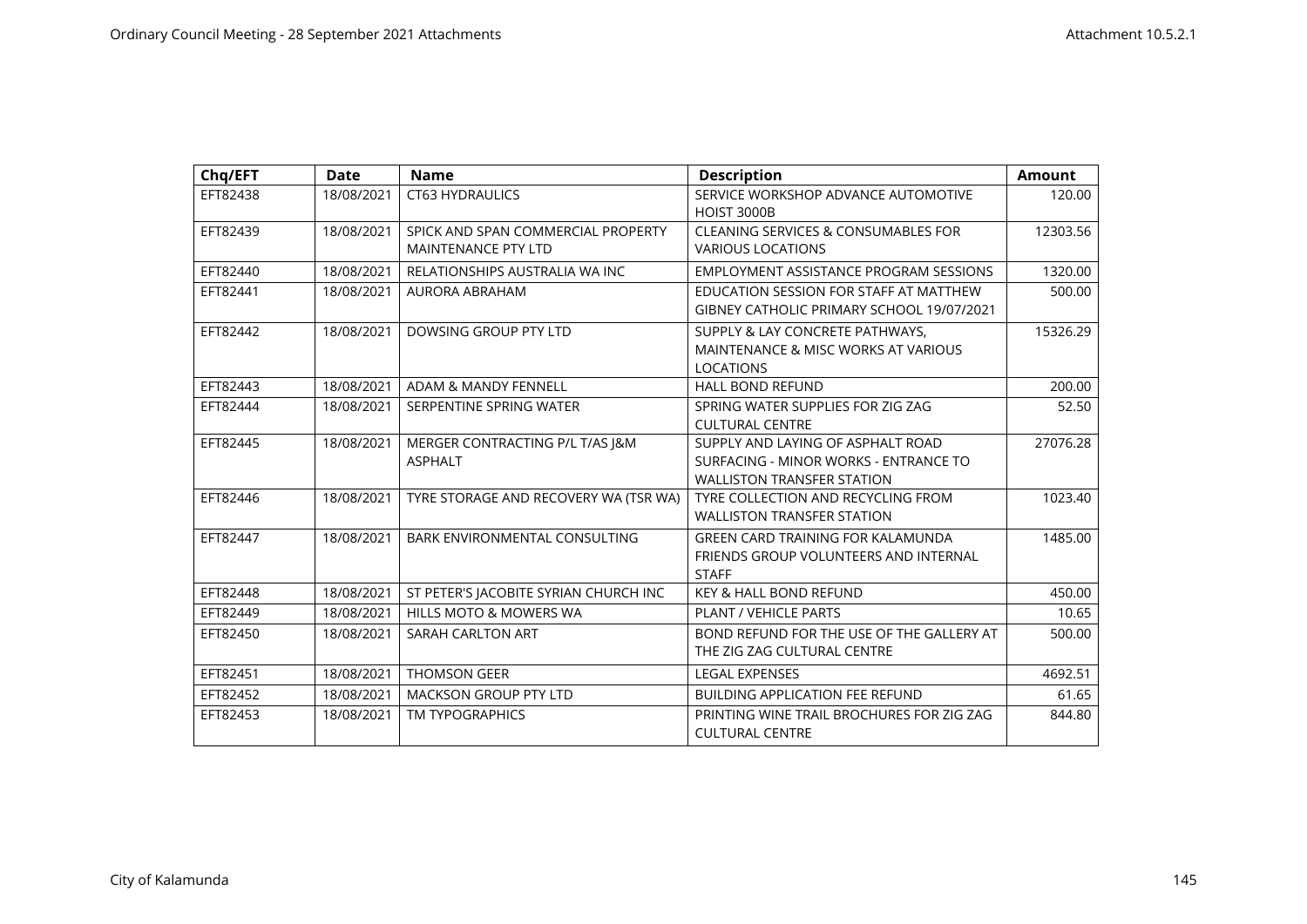| Chq/EFT | Date | Name | Description | Amount |
|---|---|---|---|---|
| EFT82438 | 18/08/2021 | CT63 HYDRAULICS | SERVICE WORKSHOP ADVANCE AUTOMOTIVE HOIST 3000B | 120.00 |
| EFT82439 | 18/08/2021 | SPICK AND SPAN COMMERCIAL PROPERTY MAINTENANCE PTY LTD | CLEANING SERVICES & CONSUMABLES FOR VARIOUS LOCATIONS | 12303.56 |
| EFT82440 | 18/08/2021 | RELATIONSHIPS AUSTRALIA WA INC | EMPLOYMENT ASSISTANCE PROGRAM SESSIONS | 1320.00 |
| EFT82441 | 18/08/2021 | AURORA ABRAHAM | EDUCATION SESSION FOR STAFF AT MATTHEW GIBNEY CATHOLIC PRIMARY SCHOOL 19/07/2021 | 500.00 |
| EFT82442 | 18/08/2021 | DOWSING GROUP PTY LTD | SUPPLY & LAY CONCRETE PATHWAYS, MAINTENANCE & MISC WORKS AT VARIOUS LOCATIONS | 15326.29 |
| EFT82443 | 18/08/2021 | ADAM & MANDY FENNELL | HALL BOND REFUND | 200.00 |
| EFT82444 | 18/08/2021 | SERPENTINE SPRING WATER | SPRING WATER SUPPLIES FOR ZIG ZAG CULTURAL CENTRE | 52.50 |
| EFT82445 | 18/08/2021 | MERGER CONTRACTING P/L T/AS J&M ASPHALT | SUPPLY AND LAYING OF ASPHALT ROAD SURFACING - MINOR WORKS - ENTRANCE TO WALLISTON TRANSFER STATION | 27076.28 |
| EFT82446 | 18/08/2021 | TYRE STORAGE AND RECOVERY WA (TSR WA) | TYRE COLLECTION AND RECYCLING FROM WALLISTON TRANSFER STATION | 1023.40 |
| EFT82447 | 18/08/2021 | BARK ENVIRONMENTAL CONSULTING | GREEN CARD TRAINING FOR KALAMUNDA FRIENDS GROUP VOLUNTEERS AND INTERNAL STAFF | 1485.00 |
| EFT82448 | 18/08/2021 | ST PETER'S JACOBITE SYRIAN CHURCH INC | KEY & HALL BOND REFUND | 450.00 |
| EFT82449 | 18/08/2021 | HILLS MOTO & MOWERS WA | PLANT / VEHICLE PARTS | 10.65 |
| EFT82450 | 18/08/2021 | SARAH CARLTON ART | BOND REFUND FOR THE USE OF THE GALLERY AT THE ZIG ZAG CULTURAL CENTRE | 500.00 |
| EFT82451 | 18/08/2021 | THOMSON GEER | LEGAL EXPENSES | 4692.51 |
| EFT82452 | 18/08/2021 | MACKSON GROUP PTY LTD | BUILDING APPLICATION FEE REFUND | 61.65 |
| EFT82453 | 18/08/2021 | TM TYPOGRAPHICS | PRINTING WINE TRAIL BROCHURES FOR ZIG ZAG CULTURAL CENTRE | 844.80 |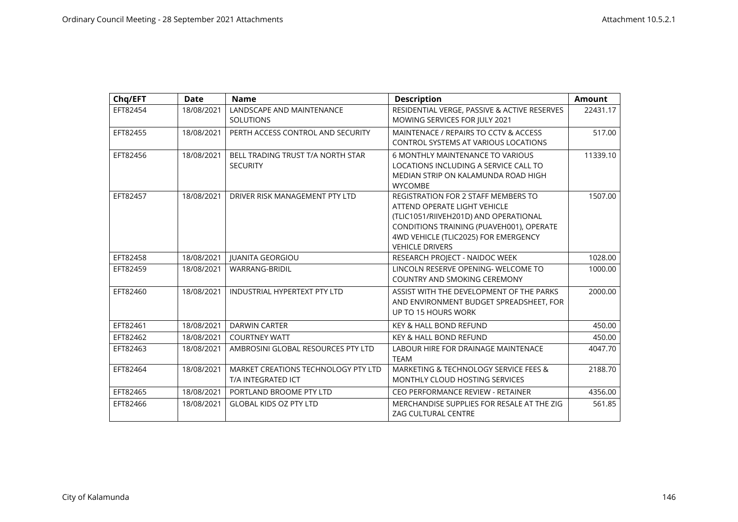| Chq/EFT | Date | Name | Description | Amount |
|---|---|---|---|---|
| EFT82454 | 18/08/2021 | LANDSCAPE AND MAINTENANCE SOLUTIONS | RESIDENTIAL VERGE, PASSIVE & ACTIVE RESERVES MOWING SERVICES FOR JULY 2021 | 22431.17 |
| EFT82455 | 18/08/2021 | PERTH ACCESS CONTROL AND SECURITY | MAINTENACE / REPAIRS TO CCTV & ACCESS CONTROL SYSTEMS AT VARIOUS LOCATIONS | 517.00 |
| EFT82456 | 18/08/2021 | BELL TRADING TRUST T/A NORTH STAR SECURITY | 6 MONTHLY MAINTENANCE TO VARIOUS LOCATIONS INCLUDING A SERVICE CALL TO MEDIAN STRIP ON KALAMUNDA ROAD HIGH WYCOMBE | 11339.10 |
| EFT82457 | 18/08/2021 | DRIVER RISK MANAGEMENT PTY LTD | REGISTRATION FOR 2 STAFF MEMBERS TO ATTEND OPERATE LIGHT VEHICLE (TLIC1051/RIIVEH201D) AND OPERATIONAL CONDITIONS TRAINING (PUAVEH001), OPERATE 4WD VEHICLE (TLIC2025) FOR EMERGENCY VEHICLE DRIVERS | 1507.00 |
| EFT82458 | 18/08/2021 | JUANITA GEORGIOU | RESEARCH PROJECT - NAIDOC WEEK | 1028.00 |
| EFT82459 | 18/08/2021 | WARRANG-BRIDIL | LINCOLN RESERVE OPENING- WELCOME TO COUNTRY AND SMOKING CEREMONY | 1000.00 |
| EFT82460 | 18/08/2021 | INDUSTRIAL HYPERTEXT PTY LTD | ASSIST WITH THE DEVELOPMENT OF THE PARKS AND ENVIRONMENT BUDGET SPREADSHEET, FOR UP TO 15 HOURS WORK | 2000.00 |
| EFT82461 | 18/08/2021 | DARWIN CARTER | KEY & HALL BOND REFUND | 450.00 |
| EFT82462 | 18/08/2021 | COURTNEY WATT | KEY & HALL BOND REFUND | 450.00 |
| EFT82463 | 18/08/2021 | AMBROSINI GLOBAL RESOURCES PTY LTD | LABOUR HIRE FOR DRAINAGE MAINTENACE TEAM | 4047.70 |
| EFT82464 | 18/08/2021 | MARKET CREATIONS TECHNOLOGY PTY LTD T/A INTEGRATED ICT | MARKETING & TECHNOLOGY SERVICE FEES & MONTHLY CLOUD HOSTING SERVICES | 2188.70 |
| EFT82465 | 18/08/2021 | PORTLAND BROOME PTY LTD | CEO PERFORMANCE REVIEW - RETAINER | 4356.00 |
| EFT82466 | 18/08/2021 | GLOBAL KIDS OZ PTY LTD | MERCHANDISE SUPPLIES FOR RESALE AT THE ZIG ZAG CULTURAL CENTRE | 561.85 |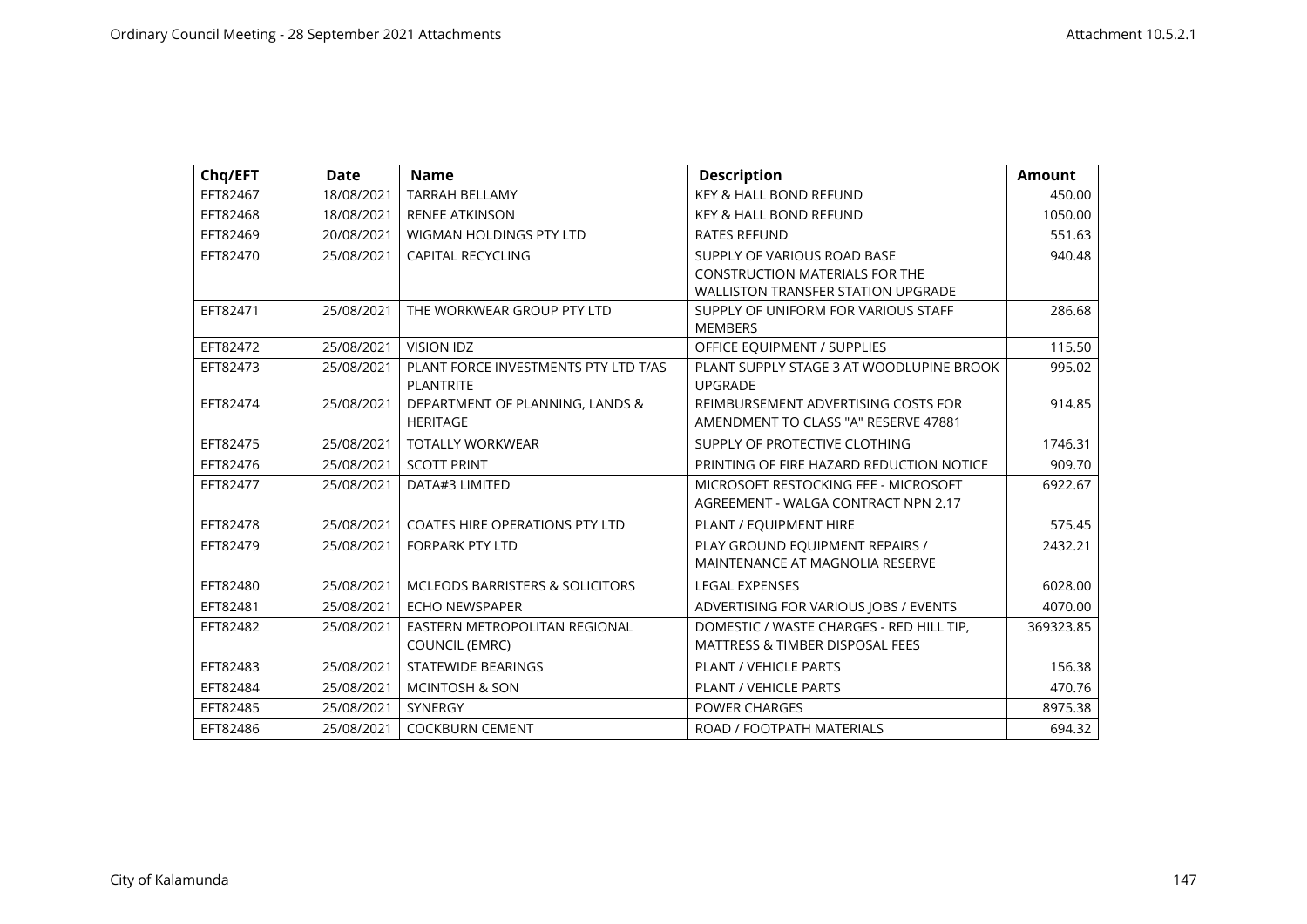| Chq/EFT | Date | Name | Description | Amount |
|---|---|---|---|---|
| EFT82467 | 18/08/2021 | TARRAH BELLAMY | KEY & HALL BOND REFUND | 450.00 |
| EFT82468 | 18/08/2021 | RENEE ATKINSON | KEY & HALL BOND REFUND | 1050.00 |
| EFT82469 | 20/08/2021 | WIGMAN HOLDINGS PTY LTD | RATES REFUND | 551.63 |
| EFT82470 | 25/08/2021 | CAPITAL RECYCLING | SUPPLY OF VARIOUS ROAD BASE CONSTRUCTION MATERIALS FOR THE WALLISTON TRANSFER STATION UPGRADE | 940.48 |
| EFT82471 | 25/08/2021 | THE WORKWEAR GROUP PTY LTD | SUPPLY OF UNIFORM FOR VARIOUS STAFF MEMBERS | 286.68 |
| EFT82472 | 25/08/2021 | VISION IDZ | OFFICE EQUIPMENT / SUPPLIES | 115.50 |
| EFT82473 | 25/08/2021 | PLANT FORCE INVESTMENTS PTY LTD T/AS PLANTRITE | PLANT SUPPLY STAGE 3 AT WOODLUPINE BROOK UPGRADE | 995.02 |
| EFT82474 | 25/08/2021 | DEPARTMENT OF PLANNING, LANDS & HERITAGE | REIMBURSEMENT ADVERTISING COSTS FOR AMENDMENT TO CLASS "A" RESERVE 47881 | 914.85 |
| EFT82475 | 25/08/2021 | TOTALLY WORKWEAR | SUPPLY OF PROTECTIVE CLOTHING | 1746.31 |
| EFT82476 | 25/08/2021 | SCOTT PRINT | PRINTING OF FIRE HAZARD REDUCTION NOTICE | 909.70 |
| EFT82477 | 25/08/2021 | DATA#3 LIMITED | MICROSOFT RESTOCKING FEE - MICROSOFT AGREEMENT - WALGA CONTRACT NPN 2.17 | 6922.67 |
| EFT82478 | 25/08/2021 | COATES HIRE OPERATIONS PTY LTD | PLANT / EQUIPMENT HIRE | 575.45 |
| EFT82479 | 25/08/2021 | FORPARK PTY LTD | PLAY GROUND EQUIPMENT REPAIRS / MAINTENANCE AT MAGNOLIA RESERVE | 2432.21 |
| EFT82480 | 25/08/2021 | MCLEODS BARRISTERS & SOLICITORS | LEGAL EXPENSES | 6028.00 |
| EFT82481 | 25/08/2021 | ECHO NEWSPAPER | ADVERTISING FOR VARIOUS JOBS / EVENTS | 4070.00 |
| EFT82482 | 25/08/2021 | EASTERN METROPOLITAN REGIONAL COUNCIL (EMRC) | DOMESTIC / WASTE CHARGES - RED HILL TIP, MATTRESS & TIMBER DISPOSAL FEES | 369323.85 |
| EFT82483 | 25/08/2021 | STATEWIDE BEARINGS | PLANT / VEHICLE PARTS | 156.38 |
| EFT82484 | 25/08/2021 | MCINTOSH & SON | PLANT / VEHICLE PARTS | 470.76 |
| EFT82485 | 25/08/2021 | SYNERGY | POWER CHARGES | 8975.38 |
| EFT82486 | 25/08/2021 | COCKBURN CEMENT | ROAD / FOOTPATH MATERIALS | 694.32 |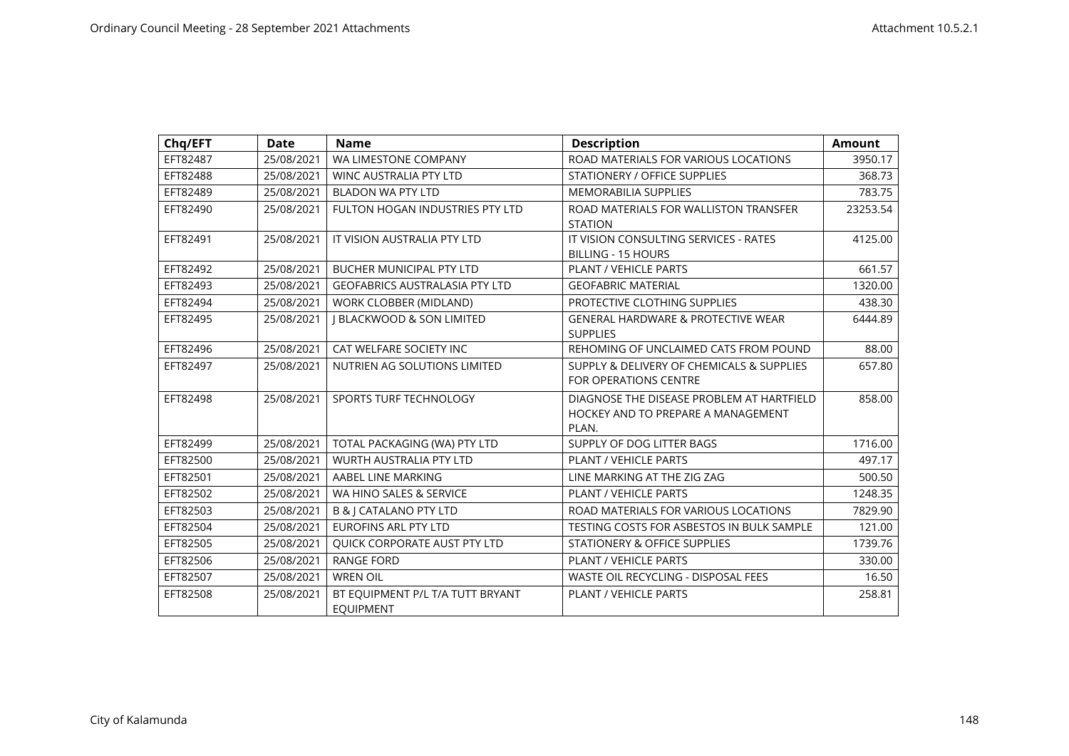| Chq/EFT | Date | Name | Description | Amount |
|---|---|---|---|---|
| EFT82487 | 25/08/2021 | WA LIMESTONE COMPANY | ROAD MATERIALS FOR VARIOUS LOCATIONS | 3950.17 |
| EFT82488 | 25/08/2021 | WINC AUSTRALIA PTY LTD | STATIONERY / OFFICE SUPPLIES | 368.73 |
| EFT82489 | 25/08/2021 | BLADON WA PTY LTD | MEMORABILIA SUPPLIES | 783.75 |
| EFT82490 | 25/08/2021 | FULTON HOGAN INDUSTRIES PTY LTD | ROAD MATERIALS FOR WALLISTON TRANSFER STATION | 23253.54 |
| EFT82491 | 25/08/2021 | IT VISION AUSTRALIA PTY LTD | IT VISION CONSULTING SERVICES - RATES BILLING - 15 HOURS | 4125.00 |
| EFT82492 | 25/08/2021 | BUCHER MUNICIPAL PTY LTD | PLANT / VEHICLE PARTS | 661.57 |
| EFT82493 | 25/08/2021 | GEOFABRICS AUSTRALASIA PTY LTD | GEOFABRIC MATERIAL | 1320.00 |
| EFT82494 | 25/08/2021 | WORK CLOBBER (MIDLAND) | PROTECTIVE CLOTHING SUPPLIES | 438.30 |
| EFT82495 | 25/08/2021 | J BLACKWOOD & SON LIMITED | GENERAL HARDWARE & PROTECTIVE WEAR SUPPLIES | 6444.89 |
| EFT82496 | 25/08/2021 | CAT WELFARE SOCIETY INC | REHOMING OF UNCLAIMED CATS FROM POUND | 88.00 |
| EFT82497 | 25/08/2021 | NUTRIEN AG SOLUTIONS LIMITED | SUPPLY & DELIVERY OF CHEMICALS & SUPPLIES FOR OPERATIONS CENTRE | 657.80 |
| EFT82498 | 25/08/2021 | SPORTS TURF TECHNOLOGY | DIAGNOSE THE DISEASE PROBLEM AT HARTFIELD HOCKEY AND TO PREPARE A MANAGEMENT PLAN. | 858.00 |
| EFT82499 | 25/08/2021 | TOTAL PACKAGING (WA) PTY LTD | SUPPLY OF DOG LITTER BAGS | 1716.00 |
| EFT82500 | 25/08/2021 | WURTH AUSTRALIA PTY LTD | PLANT / VEHICLE PARTS | 497.17 |
| EFT82501 | 25/08/2021 | AABEL LINE MARKING | LINE MARKING AT THE ZIG ZAG | 500.50 |
| EFT82502 | 25/08/2021 | WA HINO SALES & SERVICE | PLANT / VEHICLE PARTS | 1248.35 |
| EFT82503 | 25/08/2021 | B & J CATALANO PTY LTD | ROAD MATERIALS FOR VARIOUS LOCATIONS | 7829.90 |
| EFT82504 | 25/08/2021 | EUROFINS ARL PTY LTD | TESTING COSTS FOR ASBESTOS IN BULK SAMPLE | 121.00 |
| EFT82505 | 25/08/2021 | QUICK CORPORATE AUST PTY LTD | STATIONERY & OFFICE SUPPLIES | 1739.76 |
| EFT82506 | 25/08/2021 | RANGE FORD | PLANT / VEHICLE PARTS | 330.00 |
| EFT82507 | 25/08/2021 | WREN OIL | WASTE OIL RECYCLING - DISPOSAL FEES | 16.50 |
| EFT82508 | 25/08/2021 | BT EQUIPMENT P/L T/A TUTT BRYANT EQUIPMENT | PLANT / VEHICLE PARTS | 258.81 |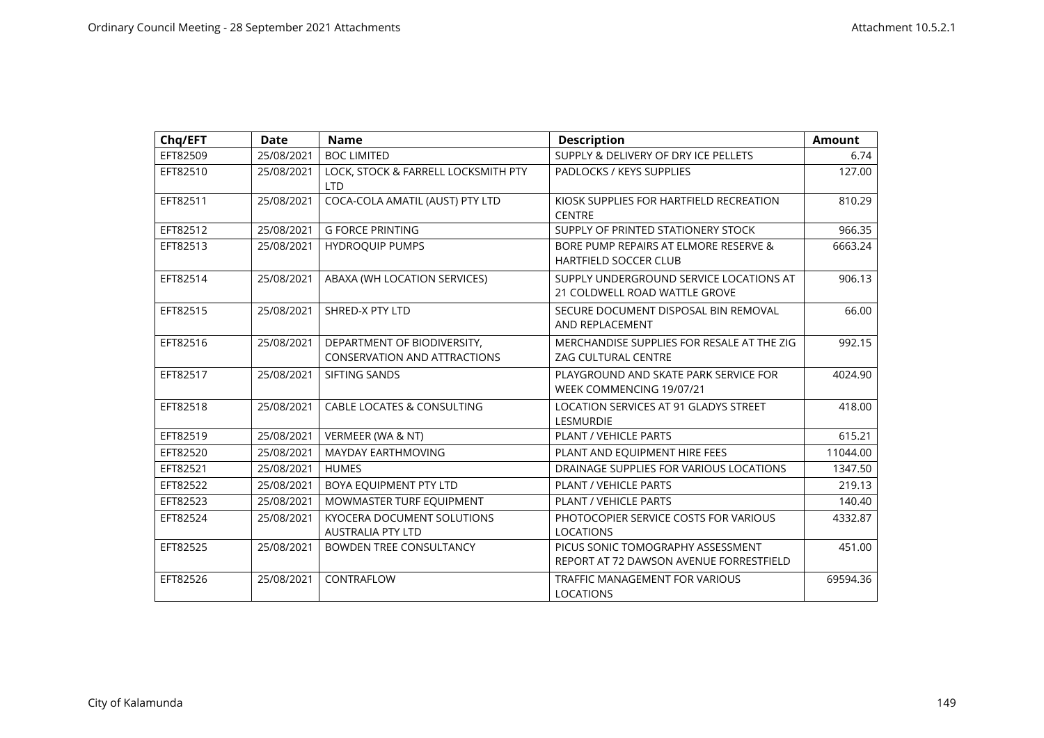| Chq/EFT | Date | Name | Description | Amount |
|---|---|---|---|---|
| EFT82509 | 25/08/2021 | BOC LIMITED | SUPPLY & DELIVERY OF DRY ICE PELLETS | 6.74 |
| EFT82510 | 25/08/2021 | LOCK, STOCK & FARRELL LOCKSMITH PTY LTD | PADLOCKS / KEYS SUPPLIES | 127.00 |
| EFT82511 | 25/08/2021 | COCA-COLA AMATIL (AUST) PTY LTD | KIOSK SUPPLIES FOR HARTFIELD RECREATION CENTRE | 810.29 |
| EFT82512 | 25/08/2021 | G FORCE PRINTING | SUPPLY OF PRINTED STATIONERY STOCK | 966.35 |
| EFT82513 | 25/08/2021 | HYDROQUIP PUMPS | BORE PUMP REPAIRS AT ELMORE RESERVE & HARTFIELD SOCCER CLUB | 6663.24 |
| EFT82514 | 25/08/2021 | ABAXA (WH LOCATION SERVICES) | SUPPLY UNDERGROUND SERVICE LOCATIONS AT 21 COLDWELL ROAD WATTLE GROVE | 906.13 |
| EFT82515 | 25/08/2021 | SHRED-X PTY LTD | SECURE DOCUMENT DISPOSAL BIN REMOVAL AND REPLACEMENT | 66.00 |
| EFT82516 | 25/08/2021 | DEPARTMENT OF BIODIVERSITY, CONSERVATION AND ATTRACTIONS | MERCHANDISE SUPPLIES FOR RESALE AT THE ZIG ZAG CULTURAL CENTRE | 992.15 |
| EFT82517 | 25/08/2021 | SIFTING SANDS | PLAYGROUND AND SKATE PARK SERVICE FOR WEEK COMMENCING 19/07/21 | 4024.90 |
| EFT82518 | 25/08/2021 | CABLE LOCATES & CONSULTING | LOCATION SERVICES AT 91 GLADYS STREET LESMURDIE | 418.00 |
| EFT82519 | 25/08/2021 | VERMEER (WA & NT) | PLANT / VEHICLE PARTS | 615.21 |
| EFT82520 | 25/08/2021 | MAYDAY EARTHMOVING | PLANT AND EQUIPMENT HIRE FEES | 11044.00 |
| EFT82521 | 25/08/2021 | HUMES | DRAINAGE SUPPLIES FOR VARIOUS LOCATIONS | 1347.50 |
| EFT82522 | 25/08/2021 | BOYA EQUIPMENT PTY LTD | PLANT / VEHICLE PARTS | 219.13 |
| EFT82523 | 25/08/2021 | MOWMASTER TURF EQUIPMENT | PLANT / VEHICLE PARTS | 140.40 |
| EFT82524 | 25/08/2021 | KYOCERA DOCUMENT SOLUTIONS AUSTRALIA PTY LTD | PHOTOCOPIER SERVICE COSTS FOR VARIOUS LOCATIONS | 4332.87 |
| EFT82525 | 25/08/2021 | BOWDEN TREE CONSULTANCY | PICUS SONIC TOMOGRAPHY ASSESSMENT REPORT AT 72 DAWSON AVENUE FORRESTFIELD | 451.00 |
| EFT82526 | 25/08/2021 | CONTRAFLOW | TRAFFIC MANAGEMENT FOR VARIOUS LOCATIONS | 69594.36 |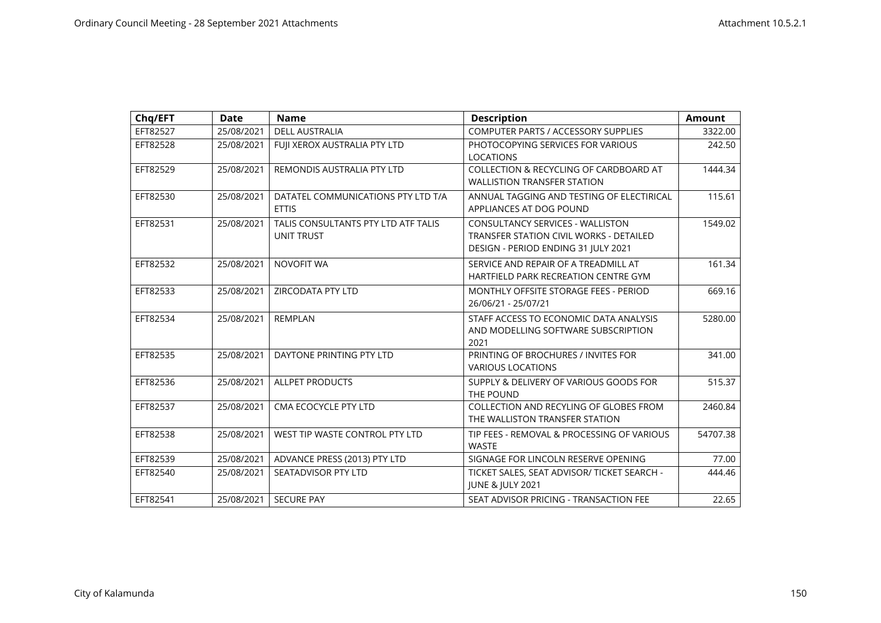| Chq/EFT | Date | Name | Description | Amount |
|---|---|---|---|---|
| EFT82527 | 25/08/2021 | DELL AUSTRALIA | COMPUTER PARTS / ACCESSORY SUPPLIES | 3322.00 |
| EFT82528 | 25/08/2021 | FUJI XEROX AUSTRALIA PTY LTD | PHOTOCOPYING SERVICES FOR VARIOUS LOCATIONS | 242.50 |
| EFT82529 | 25/08/2021 | REMONDIS AUSTRALIA PTY LTD | COLLECTION & RECYCLING OF CARDBOARD AT WALLISTION TRANSFER STATION | 1444.34 |
| EFT82530 | 25/08/2021 | DATATEL COMMUNICATIONS PTY LTD T/A ETTIS | ANNUAL TAGGING AND TESTING OF ELECTIRICAL APPLIANCES AT DOG POUND | 115.61 |
| EFT82531 | 25/08/2021 | TALIS CONSULTANTS PTY LTD ATF TALIS UNIT TRUST | CONSULTANCY SERVICES - WALLISTON TRANSFER STATION CIVIL WORKS - DETAILED DESIGN - PERIOD ENDING 31 JULY 2021 | 1549.02 |
| EFT82532 | 25/08/2021 | NOVOFIT WA | SERVICE AND REPAIR OF A TREADMILL AT HARTFIELD PARK RECREATION CENTRE GYM | 161.34 |
| EFT82533 | 25/08/2021 | ZIRCODATA PTY LTD | MONTHLY OFFSITE STORAGE FEES - PERIOD 26/06/21 - 25/07/21 | 669.16 |
| EFT82534 | 25/08/2021 | REMPLAN | STAFF ACCESS TO ECONOMIC DATA ANALYSIS AND MODELLING SOFTWARE SUBSCRIPTION 2021 | 5280.00 |
| EFT82535 | 25/08/2021 | DAYTONE PRINTING PTY LTD | PRINTING OF BROCHURES / INVITES FOR VARIOUS LOCATIONS | 341.00 |
| EFT82536 | 25/08/2021 | ALLPET PRODUCTS | SUPPLY & DELIVERY OF VARIOUS GOODS FOR THE POUND | 515.37 |
| EFT82537 | 25/08/2021 | CMA ECOCYCLE PTY LTD | COLLECTION AND RECYLING OF GLOBES FROM THE WALLISTON TRANSFER STATION | 2460.84 |
| EFT82538 | 25/08/2021 | WEST TIP WASTE CONTROL PTY LTD | TIP FEES - REMOVAL & PROCESSING OF VARIOUS WASTE | 54707.38 |
| EFT82539 | 25/08/2021 | ADVANCE PRESS (2013) PTY LTD | SIGNAGE FOR LINCOLN RESERVE OPENING | 77.00 |
| EFT82540 | 25/08/2021 | SEATADVISOR PTY LTD | TICKET SALES, SEAT ADVISOR/ TICKET SEARCH - JUNE & JULY 2021 | 444.46 |
| EFT82541 | 25/08/2021 | SECURE PAY | SEAT ADVISOR PRICING - TRANSACTION FEE | 22.65 |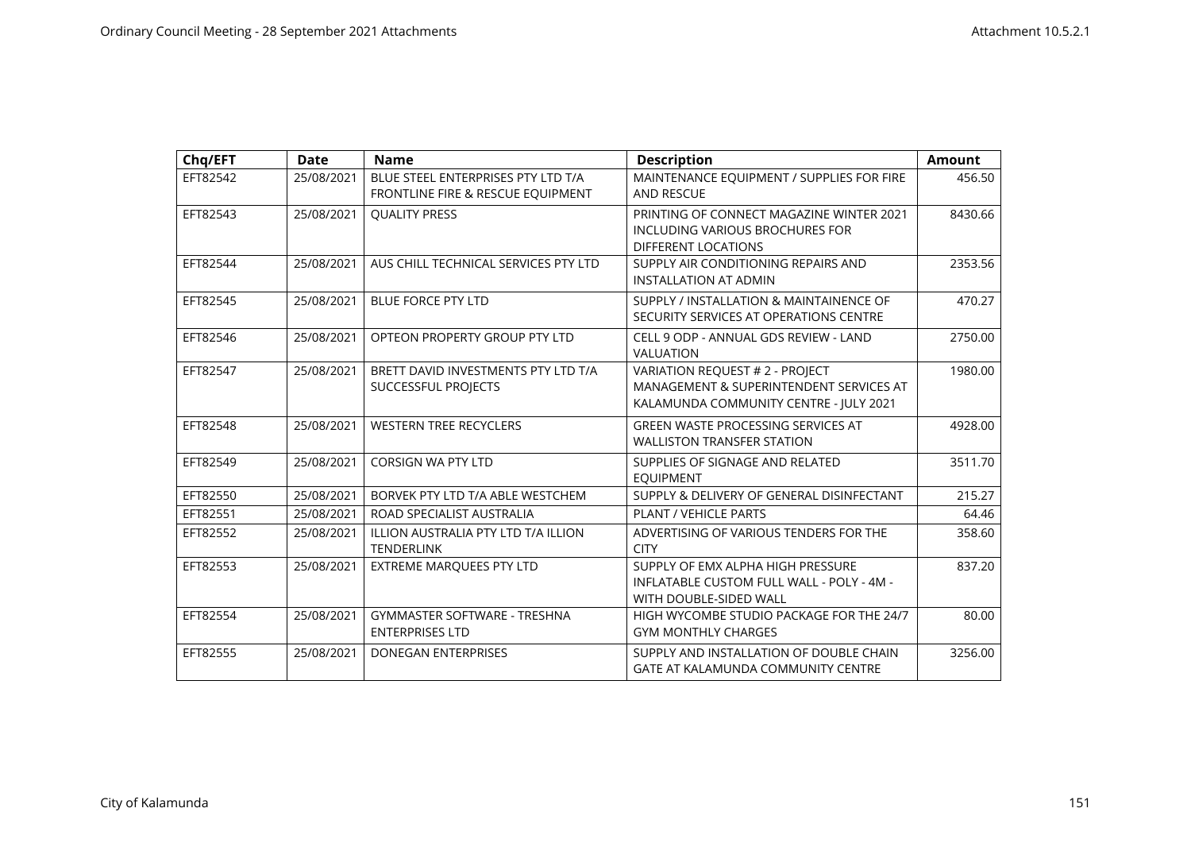| Chq/EFT | Date | Name | Description | Amount |
|---|---|---|---|---|
| EFT82542 | 25/08/2021 | BLUE STEEL ENTERPRISES PTY LTD T/A FRONTLINE FIRE & RESCUE EQUIPMENT | MAINTENANCE EQUIPMENT / SUPPLIES FOR FIRE AND RESCUE | 456.50 |
| EFT82543 | 25/08/2021 | QUALITY PRESS | PRINTING OF CONNECT MAGAZINE WINTER 2021 INCLUDING VARIOUS BROCHURES FOR DIFFERENT LOCATIONS | 8430.66 |
| EFT82544 | 25/08/2021 | AUS CHILL TECHNICAL SERVICES PTY LTD | SUPPLY AIR CONDITIONING REPAIRS AND INSTALLATION AT ADMIN | 2353.56 |
| EFT82545 | 25/08/2021 | BLUE FORCE PTY LTD | SUPPLY / INSTALLATION & MAINTAINENCE OF SECURITY SERVICES AT OPERATIONS CENTRE | 470.27 |
| EFT82546 | 25/08/2021 | OPTEON PROPERTY GROUP PTY LTD | CELL 9 ODP - ANNUAL GDS REVIEW - LAND VALUATION | 2750.00 |
| EFT82547 | 25/08/2021 | BRETT DAVID INVESTMENTS PTY LTD T/A SUCCESSFUL PROJECTS | VARIATION REQUEST # 2 - PROJECT MANAGEMENT & SUPERINTENDENT SERVICES AT KALAMUNDA COMMUNITY CENTRE - JULY 2021 | 1980.00 |
| EFT82548 | 25/08/2021 | WESTERN TREE RECYCLERS | GREEN WASTE PROCESSING SERVICES AT WALLISTON TRANSFER STATION | 4928.00 |
| EFT82549 | 25/08/2021 | CORSIGN WA PTY LTD | SUPPLIES OF SIGNAGE AND RELATED EQUIPMENT | 3511.70 |
| EFT82550 | 25/08/2021 | BORVEK PTY LTD T/A ABLE WESTCHEM | SUPPLY & DELIVERY OF GENERAL DISINFECTANT | 215.27 |
| EFT82551 | 25/08/2021 | ROAD SPECIALIST AUSTRALIA | PLANT / VEHICLE PARTS | 64.46 |
| EFT82552 | 25/08/2021 | ILLION AUSTRALIA PTY LTD T/A ILLION TENDERLINK | ADVERTISING OF VARIOUS TENDERS FOR THE CITY | 358.60 |
| EFT82553 | 25/08/2021 | EXTREME MARQUEES PTY LTD | SUPPLY OF EMX ALPHA HIGH PRESSURE INFLATABLE CUSTOM FULL WALL - POLY - 4M - WITH DOUBLE-SIDED WALL | 837.20 |
| EFT82554 | 25/08/2021 | GYMMASTER SOFTWARE - TRESHNA ENTERPRISES LTD | HIGH WYCOMBE STUDIO PACKAGE FOR THE 24/7 GYM MONTHLY CHARGES | 80.00 |
| EFT82555 | 25/08/2021 | DONEGAN ENTERPRISES | SUPPLY AND INSTALLATION OF DOUBLE CHAIN GATE AT KALAMUNDA COMMUNITY CENTRE | 3256.00 |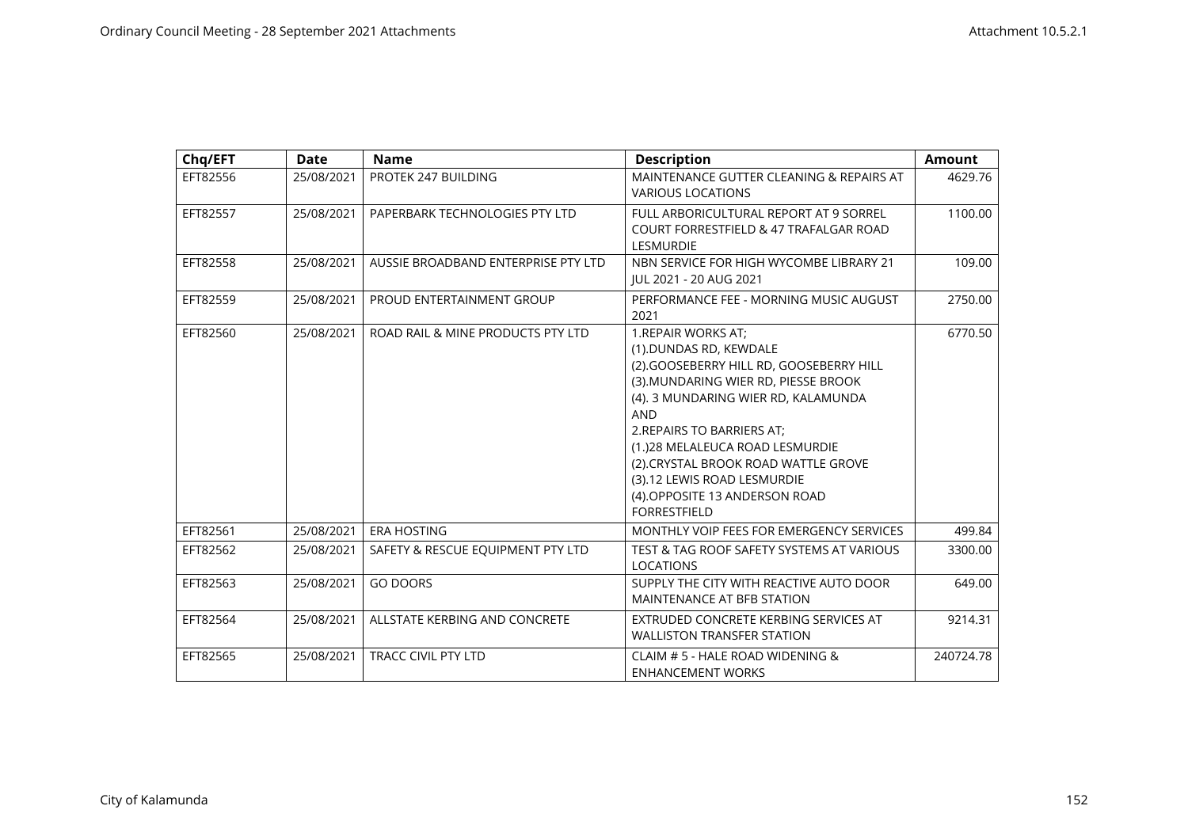| Chq/EFT | Date | Name | Description | Amount |
|---|---|---|---|---|
| EFT82556 | 25/08/2021 | PROTEK 247 BUILDING | MAINTENANCE GUTTER CLEANING & REPAIRS AT VARIOUS LOCATIONS | 4629.76 |
| EFT82557 | 25/08/2021 | PAPERBARK TECHNOLOGIES PTY LTD | FULL ARBORICULTURAL REPORT AT 9 SORREL COURT FORRESTFIELD & 47 TRAFALGAR ROAD LESMURDIE | 1100.00 |
| EFT82558 | 25/08/2021 | AUSSIE BROADBAND ENTERPRISE PTY LTD | NBN SERVICE FOR HIGH WYCOMBE LIBRARY 21 JUL 2021 - 20 AUG 2021 | 109.00 |
| EFT82559 | 25/08/2021 | PROUD ENTERTAINMENT GROUP | PERFORMANCE FEE - MORNING MUSIC AUGUST 2021 | 2750.00 |
| EFT82560 | 25/08/2021 | ROAD RAIL & MINE PRODUCTS PTY LTD | 1.REPAIR WORKS AT; (1).DUNDAS RD, KEWDALE (2).GOOSEBERRY HILL RD, GOOSEBERRY HILL (3).MUNDARING WIER RD, PIESSE BROOK (4). 3 MUNDARING WIER RD, KALAMUNDA AND 2.REPAIRS TO BARRIERS AT; (1.)28 MELALEUCA ROAD LESMURDIE (2).CRYSTAL BROOK ROAD WATTLE GROVE (3).12 LEWIS ROAD LESMURDIE (4).OPPOSITE 13 ANDERSON ROAD FORRESTFIELD | 6770.50 |
| EFT82561 | 25/08/2021 | ERA HOSTING | MONTHLY VOIP FEES FOR EMERGENCY SERVICES | 499.84 |
| EFT82562 | 25/08/2021 | SAFETY & RESCUE EQUIPMENT PTY LTD | TEST & TAG ROOF SAFETY SYSTEMS AT VARIOUS LOCATIONS | 3300.00 |
| EFT82563 | 25/08/2021 | GO DOORS | SUPPLY THE CITY WITH REACTIVE AUTO DOOR MAINTENANCE AT BFB STATION | 649.00 |
| EFT82564 | 25/08/2021 | ALLSTATE KERBING AND CONCRETE | EXTRUDED CONCRETE KERBING SERVICES AT WALLISTON TRANSFER STATION | 9214.31 |
| EFT82565 | 25/08/2021 | TRACC CIVIL PTY LTD | CLAIM # 5 - HALE ROAD WIDENING & ENHANCEMENT WORKS | 240724.78 |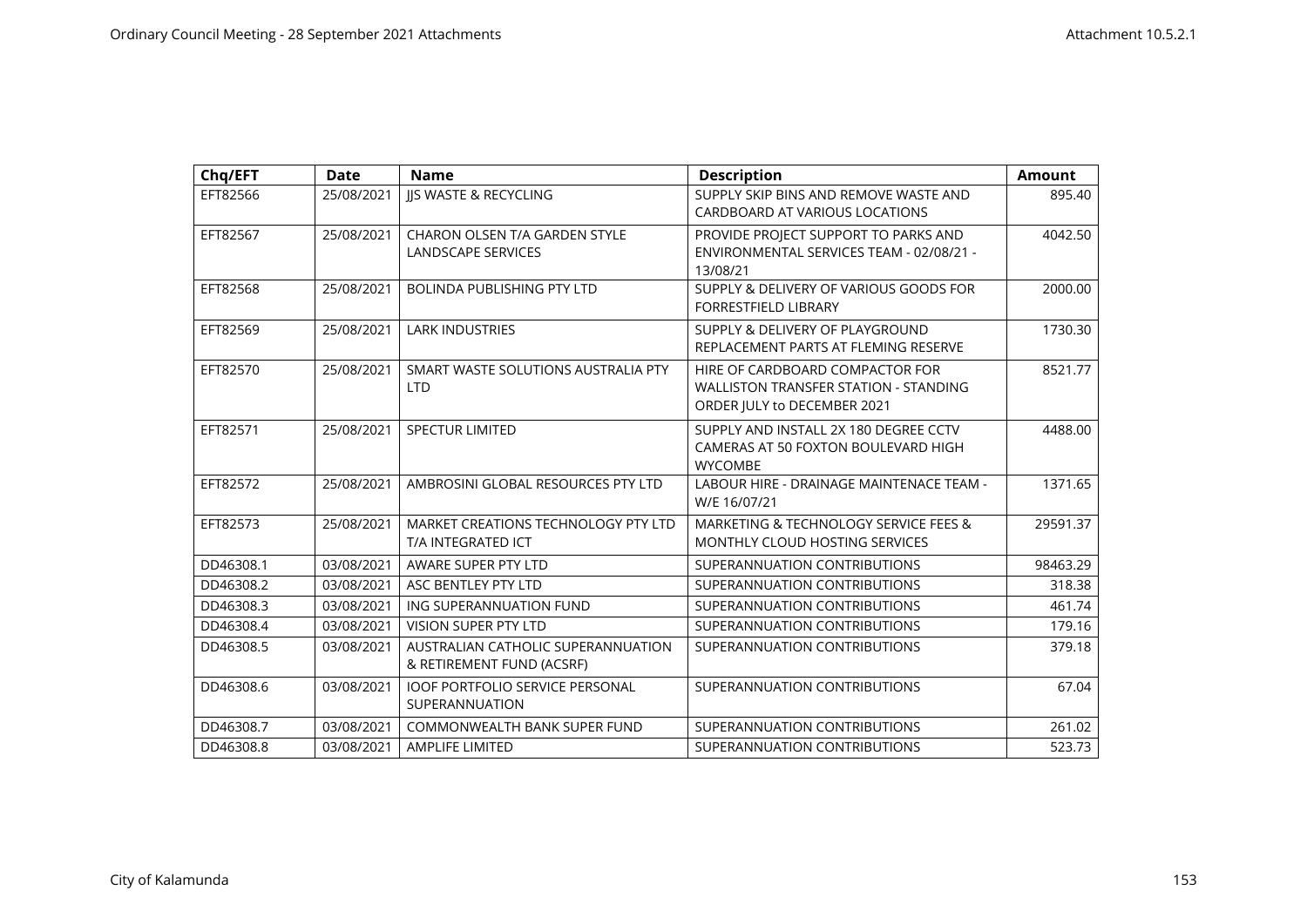| Chq/EFT | Date | Name | Description | Amount |
| --- | --- | --- | --- | --- |
| EFT82566 | 25/08/2021 | JJS WASTE & RECYCLING | SUPPLY SKIP BINS AND REMOVE WASTE AND CARDBOARD AT VARIOUS LOCATIONS | 895.40 |
| EFT82567 | 25/08/2021 | CHARON OLSEN T/A GARDEN STYLE LANDSCAPE SERVICES | PROVIDE PROJECT SUPPORT TO PARKS AND ENVIRONMENTAL SERVICES TEAM - 02/08/21 - 13/08/21 | 4042.50 |
| EFT82568 | 25/08/2021 | BOLINDA PUBLISHING PTY LTD | SUPPLY & DELIVERY OF VARIOUS GOODS FOR FORRESTFIELD LIBRARY | 2000.00 |
| EFT82569 | 25/08/2021 | LARK INDUSTRIES | SUPPLY & DELIVERY OF PLAYGROUND REPLACEMENT PARTS AT FLEMING RESERVE | 1730.30 |
| EFT82570 | 25/08/2021 | SMART WASTE SOLUTIONS AUSTRALIA PTY LTD | HIRE OF CARDBOARD COMPACTOR FOR WALLISTON TRANSFER STATION - STANDING ORDER JULY to DECEMBER 2021 | 8521.77 |
| EFT82571 | 25/08/2021 | SPECTUR LIMITED | SUPPLY AND INSTALL 2X 180 DEGREE CCTV CAMERAS AT 50 FOXTON BOULEVARD HIGH WYCOMBE | 4488.00 |
| EFT82572 | 25/08/2021 | AMBROSINI GLOBAL RESOURCES PTY LTD | LABOUR HIRE - DRAINAGE MAINTENACE TEAM - W/E 16/07/21 | 1371.65 |
| EFT82573 | 25/08/2021 | MARKET CREATIONS TECHNOLOGY PTY LTD T/A INTEGRATED ICT | MARKETING & TECHNOLOGY SERVICE FEES & MONTHLY CLOUD HOSTING SERVICES | 29591.37 |
| DD46308.1 | 03/08/2021 | AWARE SUPER PTY LTD | SUPERANNUATION CONTRIBUTIONS | 98463.29 |
| DD46308.2 | 03/08/2021 | ASC BENTLEY PTY LTD | SUPERANNUATION CONTRIBUTIONS | 318.38 |
| DD46308.3 | 03/08/2021 | ING SUPERANNUATION FUND | SUPERANNUATION CONTRIBUTIONS | 461.74 |
| DD46308.4 | 03/08/2021 | VISION SUPER PTY LTD | SUPERANNUATION CONTRIBUTIONS | 179.16 |
| DD46308.5 | 03/08/2021 | AUSTRALIAN CATHOLIC SUPERANNUATION & RETIREMENT FUND (ACSRF) | SUPERANNUATION CONTRIBUTIONS | 379.18 |
| DD46308.6 | 03/08/2021 | IOOF PORTFOLIO SERVICE PERSONAL SUPERANNUATION | SUPERANNUATION CONTRIBUTIONS | 67.04 |
| DD46308.7 | 03/08/2021 | COMMONWEALTH BANK SUPER FUND | SUPERANNUATION CONTRIBUTIONS | 261.02 |
| DD46308.8 | 03/08/2021 | AMPLIFE LIMITED | SUPERANNUATION CONTRIBUTIONS | 523.73 |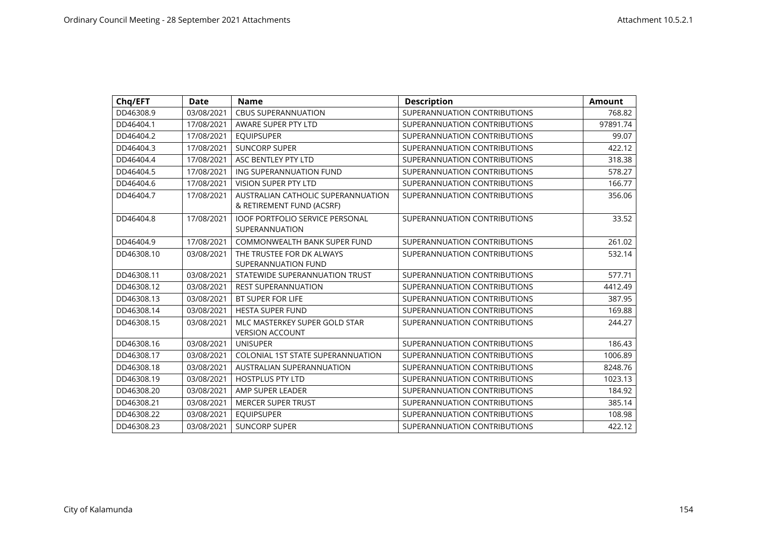| Chq/EFT | Date | Name | Description | Amount |
|---|---|---|---|---|
| DD46308.9 | 03/08/2021 | CBUS SUPERANNUATION | SUPERANNUATION CONTRIBUTIONS | 768.82 |
| DD46404.1 | 17/08/2021 | AWARE SUPER PTY LTD | SUPERANNUATION CONTRIBUTIONS | 97891.74 |
| DD46404.2 | 17/08/2021 | EQUIPSUPER | SUPERANNUATION CONTRIBUTIONS | 99.07 |
| DD46404.3 | 17/08/2021 | SUNCORP SUPER | SUPERANNUATION CONTRIBUTIONS | 422.12 |
| DD46404.4 | 17/08/2021 | ASC BENTLEY PTY LTD | SUPERANNUATION CONTRIBUTIONS | 318.38 |
| DD46404.5 | 17/08/2021 | ING SUPERANNUATION FUND | SUPERANNUATION CONTRIBUTIONS | 578.27 |
| DD46404.6 | 17/08/2021 | VISION SUPER PTY LTD | SUPERANNUATION CONTRIBUTIONS | 166.77 |
| DD46404.7 | 17/08/2021 | AUSTRALIAN CATHOLIC SUPERANNUATION & RETIREMENT FUND (ACSRF) | SUPERANNUATION CONTRIBUTIONS | 356.06 |
| DD46404.8 | 17/08/2021 | IOOF PORTFOLIO SERVICE PERSONAL SUPERANNUATION | SUPERANNUATION CONTRIBUTIONS | 33.52 |
| DD46404.9 | 17/08/2021 | COMMONWEALTH BANK SUPER FUND | SUPERANNUATION CONTRIBUTIONS | 261.02 |
| DD46308.10 | 03/08/2021 | THE TRUSTEE FOR DK ALWAYS SUPERANNUATION FUND | SUPERANNUATION CONTRIBUTIONS | 532.14 |
| DD46308.11 | 03/08/2021 | STATEWIDE SUPERANNUATION TRUST | SUPERANNUATION CONTRIBUTIONS | 577.71 |
| DD46308.12 | 03/08/2021 | REST SUPERANNUATION | SUPERANNUATION CONTRIBUTIONS | 4412.49 |
| DD46308.13 | 03/08/2021 | BT SUPER FOR LIFE | SUPERANNUATION CONTRIBUTIONS | 387.95 |
| DD46308.14 | 03/08/2021 | HESTA SUPER FUND | SUPERANNUATION CONTRIBUTIONS | 169.88 |
| DD46308.15 | 03/08/2021 | MLC MASTERKEY SUPER GOLD STAR VERSION ACCOUNT | SUPERANNUATION CONTRIBUTIONS | 244.27 |
| DD46308.16 | 03/08/2021 | UNISUPER | SUPERANNUATION CONTRIBUTIONS | 186.43 |
| DD46308.17 | 03/08/2021 | COLONIAL 1ST STATE SUPERANNUATION | SUPERANNUATION CONTRIBUTIONS | 1006.89 |
| DD46308.18 | 03/08/2021 | AUSTRALIAN SUPERANNUATION | SUPERANNUATION CONTRIBUTIONS | 8248.76 |
| DD46308.19 | 03/08/2021 | HOSTPLUS PTY LTD | SUPERANNUATION CONTRIBUTIONS | 1023.13 |
| DD46308.20 | 03/08/2021 | AMP SUPER LEADER | SUPERANNUATION CONTRIBUTIONS | 184.92 |
| DD46308.21 | 03/08/2021 | MERCER SUPER TRUST | SUPERANNUATION CONTRIBUTIONS | 385.14 |
| DD46308.22 | 03/08/2021 | EQUIPSUPER | SUPERANNUATION CONTRIBUTIONS | 108.98 |
| DD46308.23 | 03/08/2021 | SUNCORP SUPER | SUPERANNUATION CONTRIBUTIONS | 422.12 |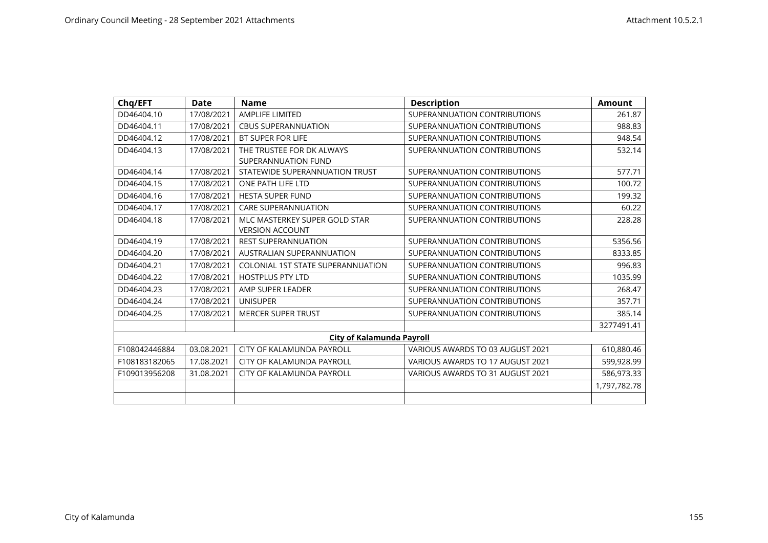| Chq/EFT | Date | Name | Description | Amount |
|---|---|---|---|---|
| DD46404.10 | 17/08/2021 | AMPLIFE LIMITED | SUPERANNUATION CONTRIBUTIONS | 261.87 |
| DD46404.11 | 17/08/2021 | CBUS SUPERANNUATION | SUPERANNUATION CONTRIBUTIONS | 988.83 |
| DD46404.12 | 17/08/2021 | BT SUPER FOR LIFE | SUPERANNUATION CONTRIBUTIONS | 948.54 |
| DD46404.13 | 17/08/2021 | THE TRUSTEE FOR DK ALWAYS SUPERANNUATION FUND | SUPERANNUATION CONTRIBUTIONS | 532.14 |
| DD46404.14 | 17/08/2021 | STATEWIDE SUPERANNUATION TRUST | SUPERANNUATION CONTRIBUTIONS | 577.71 |
| DD46404.15 | 17/08/2021 | ONE PATH LIFE LTD | SUPERANNUATION CONTRIBUTIONS | 100.72 |
| DD46404.16 | 17/08/2021 | HESTA SUPER FUND | SUPERANNUATION CONTRIBUTIONS | 199.32 |
| DD46404.17 | 17/08/2021 | CARE SUPERANNUATION | SUPERANNUATION CONTRIBUTIONS | 60.22 |
| DD46404.18 | 17/08/2021 | MLC MASTERKEY SUPER GOLD STAR VERSION ACCOUNT | SUPERANNUATION CONTRIBUTIONS | 228.28 |
| DD46404.19 | 17/08/2021 | REST SUPERANNUATION | SUPERANNUATION CONTRIBUTIONS | 5356.56 |
| DD46404.20 | 17/08/2021 | AUSTRALIAN SUPERANNUATION | SUPERANNUATION CONTRIBUTIONS | 8333.85 |
| DD46404.21 | 17/08/2021 | COLONIAL 1ST STATE SUPERANNUATION | SUPERANNUATION CONTRIBUTIONS | 996.83 |
| DD46404.22 | 17/08/2021 | HOSTPLUS PTY LTD | SUPERANNUATION CONTRIBUTIONS | 1035.99 |
| DD46404.23 | 17/08/2021 | AMP SUPER LEADER | SUPERANNUATION CONTRIBUTIONS | 268.47 |
| DD46404.24 | 17/08/2021 | UNISUPER | SUPERANNUATION CONTRIBUTIONS | 357.71 |
| DD46404.25 | 17/08/2021 | MERCER SUPER TRUST | SUPERANNUATION CONTRIBUTIONS | 385.14 |
| | | | | 3277491.41 |
| **City of Kalamunda Payroll** | | | | |
| F108042446884 | 03.08.2021 | CITY OF KALAMUNDA PAYROLL | VARIOUS AWARDS TO 03 AUGUST 2021 | 610,880.46 |
| F108183182065 | 17.08.2021 | CITY OF KALAMUNDA PAYROLL | VARIOUS AWARDS TO 17 AUGUST 2021 | 599,928.99 |
| F109013956208 | 31.08.2021 | CITY OF KALAMUNDA PAYROLL | VARIOUS AWARDS TO 31 AUGUST 2021 | 586,973.33 |
| | | | | 1,797,782.78 |
| | | | | |